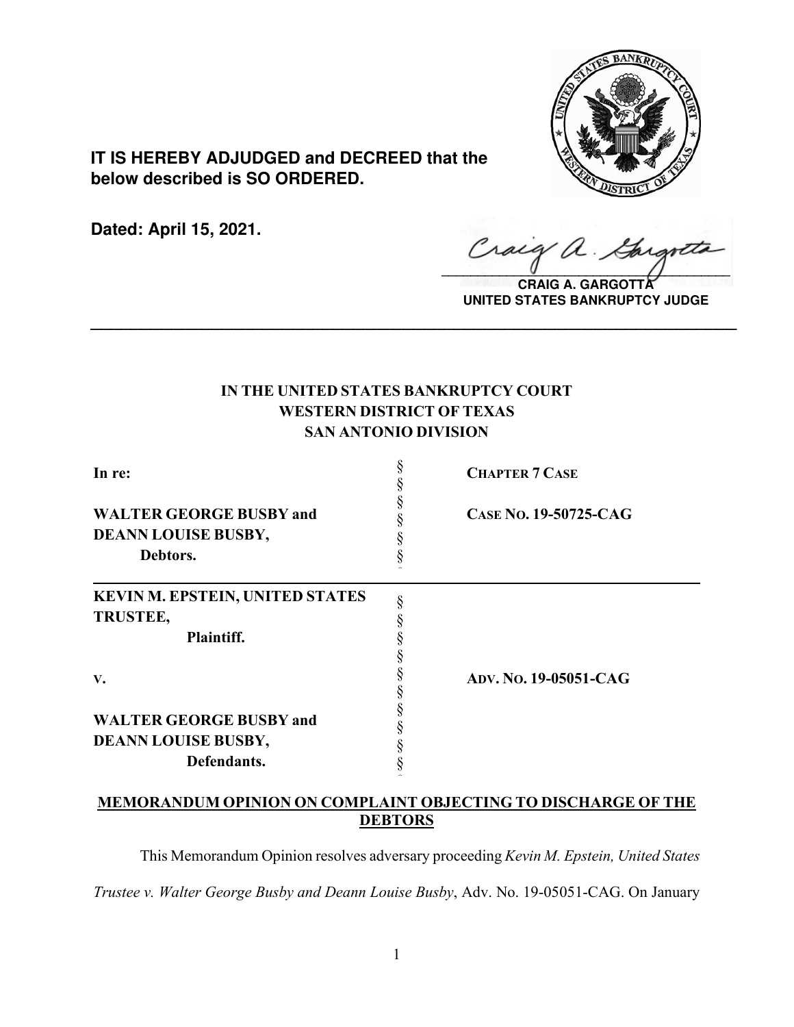**IT IS HEREBY ADJUDGED and DECREED that the below described is SO ORDERED.**

**Dated: April 15, 2021.**

**CRAIG A. GARGOTTA**
**UNITED STATES BANKRUPTCY JUDGE**

---

**IN THE UNITED STATES BANKRUPTCY COURT**
**WESTERN DISTRICT OF TEXAS**
**SAN ANTONIO DIVISION**

| | | |
|---|---|---|
| **In re:** | § | **CHAPTER 7 CASE** |
| | § | |
| **WALTER GEORGE BUSBY and** | § | **CASE NO. 19-50725-CAG** |
| **DEANN LOUISE BUSBY,** | § | |
| **Debtors.** | § | |

| | | |
|---|---|---|
| **KEVIN M. EPSTEIN, UNITED STATES** | § | |
| **TRUSTEE,** | § | |
| **Plaintiff.** | § | |
| | § | |
| **V.** | § | **ADV. NO. 19-05051-CAG** |
| | § | |
| **WALTER GEORGE BUSBY and** | § | |
| **DEANN LOUISE BUSBY,** | § | |
| **Defendants.** | § | |

**MEMORANDUM OPINION ON COMPLAINT OBJECTING TO DISCHARGE OF THE DEBTORS**

This Memorandum Opinion resolves adversary proceeding *Kevin M. Epstein, United States Trustee v. Walter George Busby and Deann Louise Busby*, Adv. No. 19-05051-CAG. On January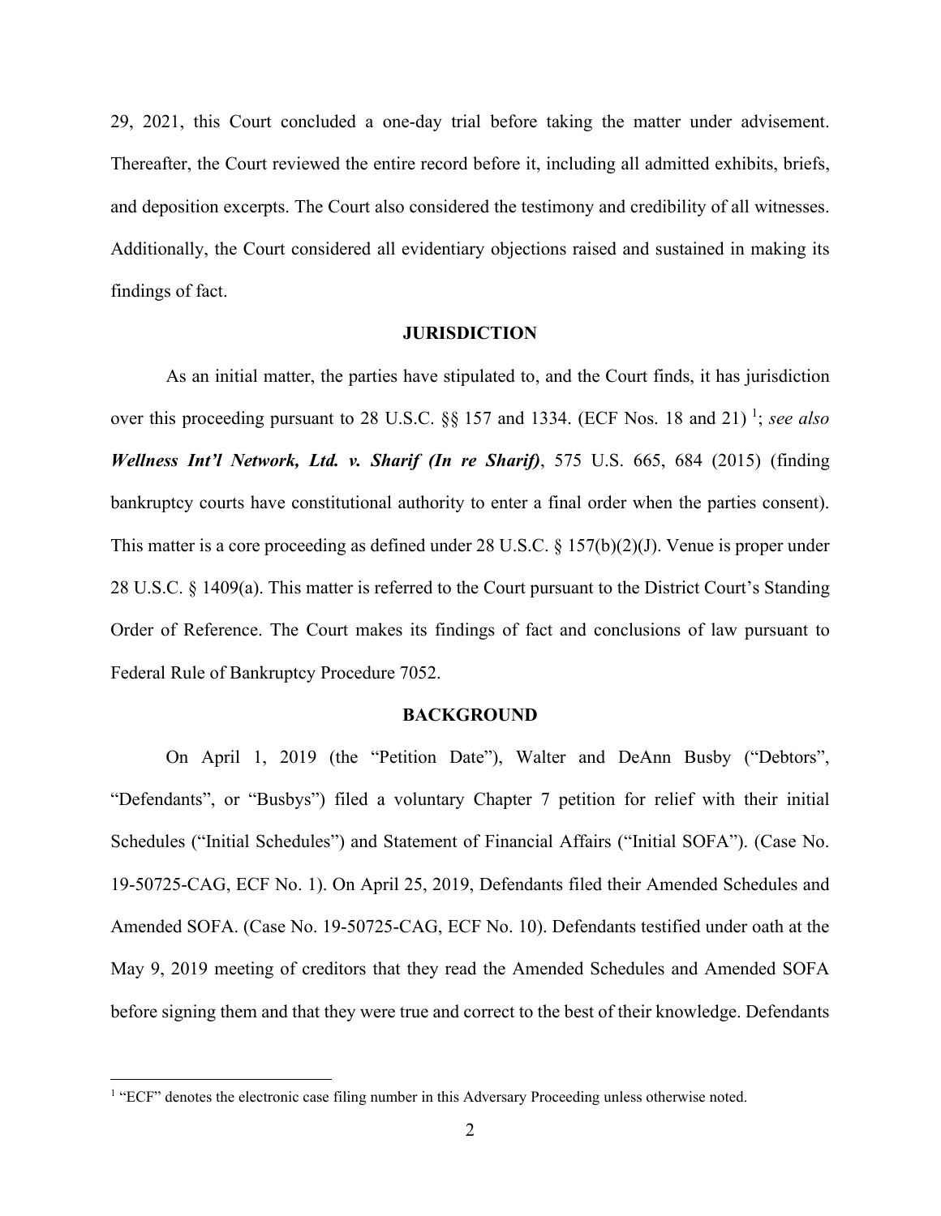29, 2021, this Court concluded a one-day trial before taking the matter under advisement. Thereafter, the Court reviewed the entire record before it, including all admitted exhibits, briefs, and deposition excerpts. The Court also considered the testimony and credibility of all witnesses. Additionally, the Court considered all evidentiary objections raised and sustained in making its findings of fact.

## JURISDICTION

As an initial matter, the parties have stipulated to, and the Court finds, it has jurisdiction over this proceeding pursuant to 28 U.S.C. §§ 157 and 1334. (ECF Nos. 18 and 21) [1]; *see also* ***Wellness Int'l Network, Ltd. v. Sharif (In re Sharif)***, 575 U.S. 665, 684 (2015) (finding bankruptcy courts have constitutional authority to enter a final order when the parties consent). This matter is a core proceeding as defined under 28 U.S.C. § 157(b)(2)(J). Venue is proper under 28 U.S.C. § 1409(a). This matter is referred to the Court pursuant to the District Court's Standing Order of Reference. The Court makes its findings of fact and conclusions of law pursuant to Federal Rule of Bankruptcy Procedure 7052.

## BACKGROUND

On April 1, 2019 (the "Petition Date"), Walter and DeAnn Busby ("Debtors", "Defendants", or "Busbys") filed a voluntary Chapter 7 petition for relief with their initial Schedules ("Initial Schedules") and Statement of Financial Affairs ("Initial SOFA"). (Case No. 19-50725-CAG, ECF No. 1). On April 25, 2019, Defendants filed their Amended Schedules and Amended SOFA. (Case No. 19-50725-CAG, ECF No. 10). Defendants testified under oath at the May 9, 2019 meeting of creditors that they read the Amended Schedules and Amended SOFA before signing them and that they were true and correct to the best of their knowledge. Defendants

---

[1] "ECF" denotes the electronic case filing number in this Adversary Proceeding unless otherwise noted.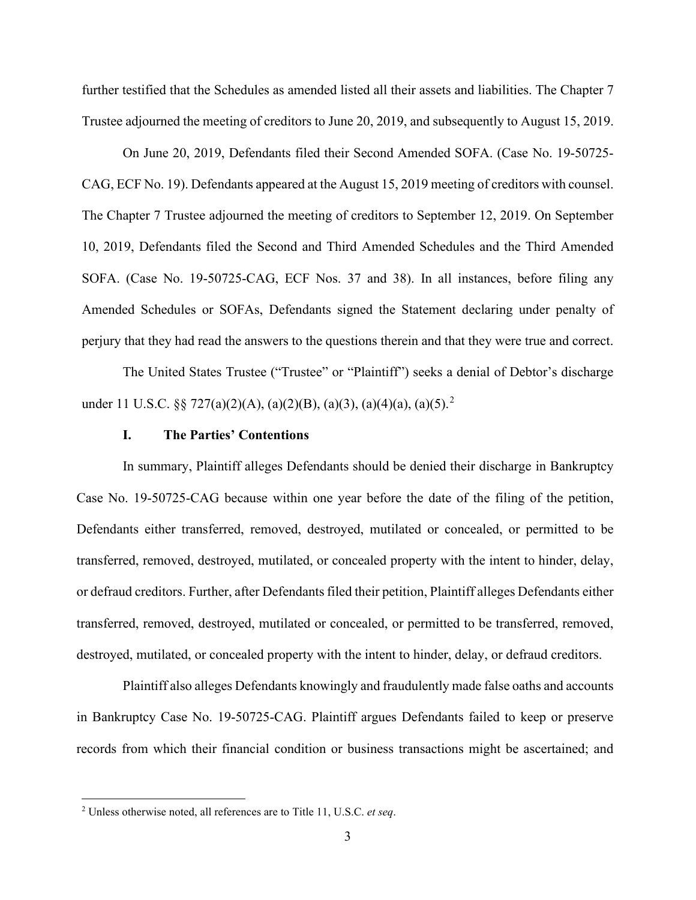further testified that the Schedules as amended listed all their assets and liabilities. The Chapter 7 Trustee adjourned the meeting of creditors to June 20, 2019, and subsequently to August 15, 2019.

On June 20, 2019, Defendants filed their Second Amended SOFA. (Case No. 19-50725-CAG, ECF No. 19). Defendants appeared at the August 15, 2019 meeting of creditors with counsel. The Chapter 7 Trustee adjourned the meeting of creditors to September 12, 2019. On September 10, 2019, Defendants filed the Second and Third Amended Schedules and the Third Amended SOFA. (Case No. 19-50725-CAG, ECF Nos. 37 and 38). In all instances, before filing any Amended Schedules or SOFAs, Defendants signed the Statement declaring under penalty of perjury that they had read the answers to the questions therein and that they were true and correct.

The United States Trustee ("Trustee" or "Plaintiff") seeks a denial of Debtor's discharge under 11 U.S.C. §§ 727(a)(2)(A), (a)(2)(B), (a)(3), (a)(4)(a), (a)(5).[2]

## I. The Parties' Contentions

In summary, Plaintiff alleges Defendants should be denied their discharge in Bankruptcy Case No. 19-50725-CAG because within one year before the date of the filing of the petition, Defendants either transferred, removed, destroyed, mutilated or concealed, or permitted to be transferred, removed, destroyed, mutilated, or concealed property with the intent to hinder, delay, or defraud creditors. Further, after Defendants filed their petition, Plaintiff alleges Defendants either transferred, removed, destroyed, mutilated or concealed, or permitted to be transferred, removed, destroyed, mutilated, or concealed property with the intent to hinder, delay, or defraud creditors.

Plaintiff also alleges Defendants knowingly and fraudulently made false oaths and accounts in Bankruptcy Case No. 19-50725-CAG. Plaintiff argues Defendants failed to keep or preserve records from which their financial condition or business transactions might be ascertained; and

[2] Unless otherwise noted, all references are to Title 11, U.S.C. *et seq*.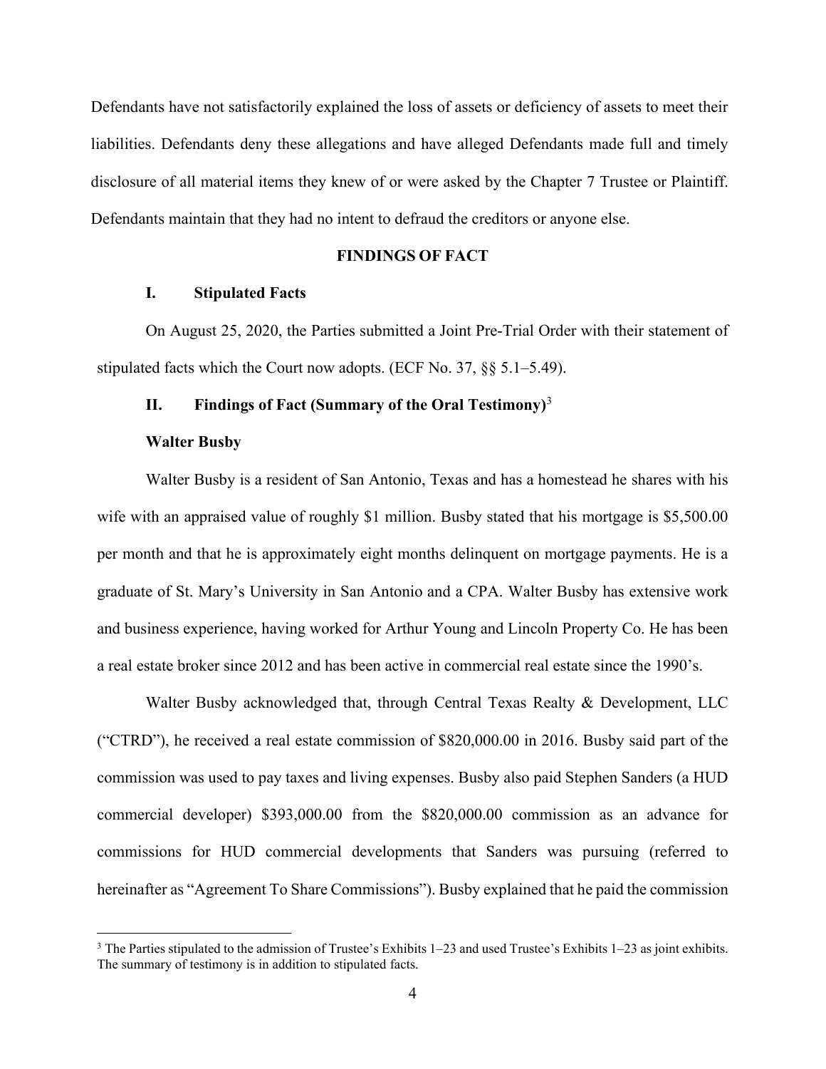Defendants have not satisfactorily explained the loss of assets or deficiency of assets to meet their liabilities. Defendants deny these allegations and have alleged Defendants made full and timely disclosure of all material items they knew of or were asked by the Chapter 7 Trustee or Plaintiff. Defendants maintain that they had no intent to defraud the creditors or anyone else.

## FINDINGS OF FACT

### I. Stipulated Facts

On August 25, 2020, the Parties submitted a Joint Pre-Trial Order with their statement of stipulated facts which the Court now adopts. (ECF No. 37, §§ 5.1–5.49).

### II. Findings of Fact (Summary of the Oral Testimony)[3]

**Walter Busby**

Walter Busby is a resident of San Antonio, Texas and has a homestead he shares with his wife with an appraised value of roughly $1 million. Busby stated that his mortgage is $5,500.00 per month and that he is approximately eight months delinquent on mortgage payments. He is a graduate of St. Mary's University in San Antonio and a CPA. Walter Busby has extensive work and business experience, having worked for Arthur Young and Lincoln Property Co. He has been a real estate broker since 2012 and has been active in commercial real estate since the 1990's.

Walter Busby acknowledged that, through Central Texas Realty & Development, LLC ("CTRD"), he received a real estate commission of $820,000.00 in 2016. Busby said part of the commission was used to pay taxes and living expenses. Busby also paid Stephen Sanders (a HUD commercial developer) $393,000.00 from the $820,000.00 commission as an advance for commissions for HUD commercial developments that Sanders was pursuing (referred to hereinafter as "Agreement To Share Commissions"). Busby explained that he paid the commission

[3] The Parties stipulated to the admission of Trustee's Exhibits 1–23 and used Trustee's Exhibits 1–23 as joint exhibits. The summary of testimony is in addition to stipulated facts.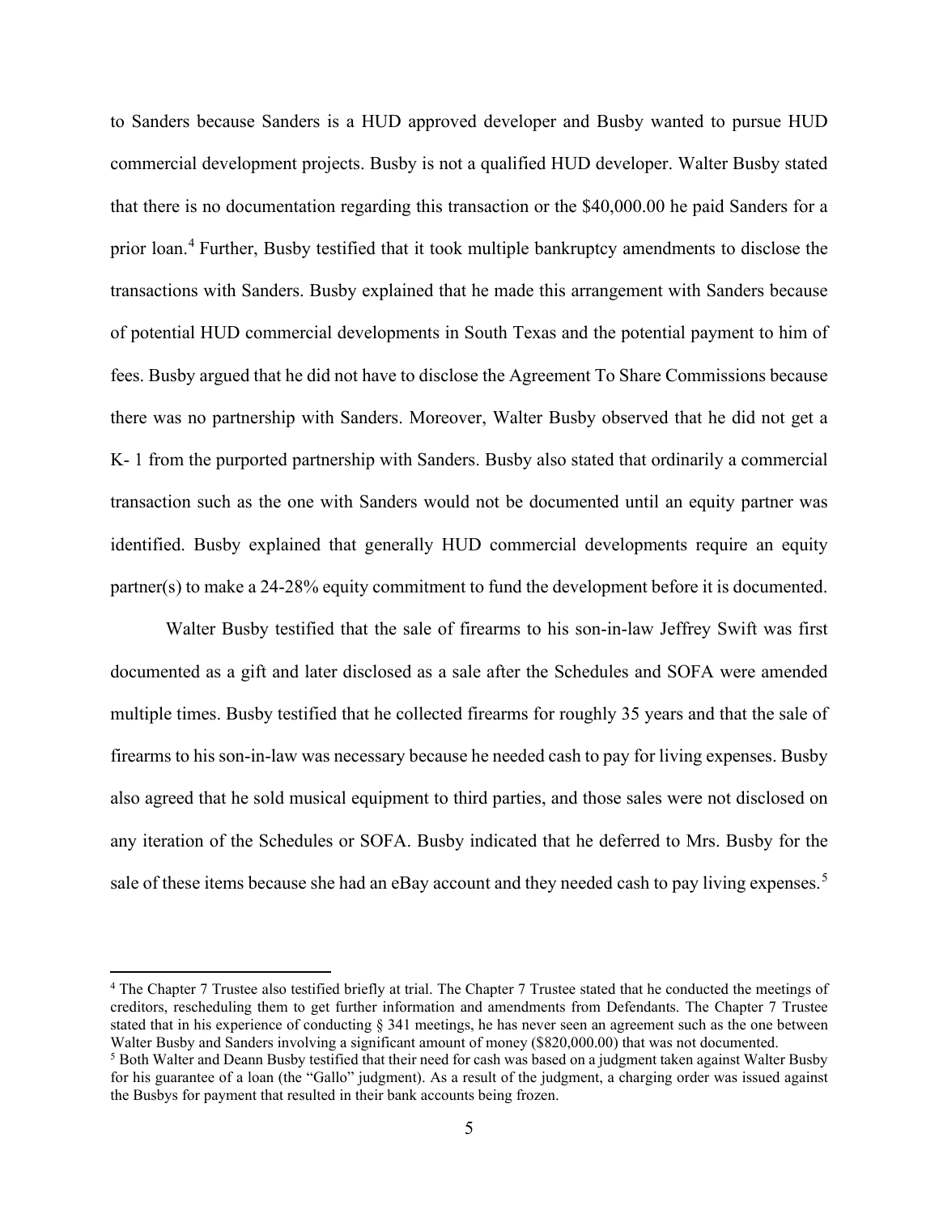to Sanders because Sanders is a HUD approved developer and Busby wanted to pursue HUD commercial development projects. Busby is not a qualified HUD developer. Walter Busby stated that there is no documentation regarding this transaction or the $40,000.00 he paid Sanders for a prior loan.[4] Further, Busby testified that it took multiple bankruptcy amendments to disclose the transactions with Sanders. Busby explained that he made this arrangement with Sanders because of potential HUD commercial developments in South Texas and the potential payment to him of fees. Busby argued that he did not have to disclose the Agreement To Share Commissions because there was no partnership with Sanders. Moreover, Walter Busby observed that he did not get a K- 1 from the purported partnership with Sanders. Busby also stated that ordinarily a commercial transaction such as the one with Sanders would not be documented until an equity partner was identified. Busby explained that generally HUD commercial developments require an equity partner(s) to make a 24-28% equity commitment to fund the development before it is documented.

Walter Busby testified that the sale of firearms to his son-in-law Jeffrey Swift was first documented as a gift and later disclosed as a sale after the Schedules and SOFA were amended multiple times. Busby testified that he collected firearms for roughly 35 years and that the sale of firearms to his son-in-law was necessary because he needed cash to pay for living expenses. Busby also agreed that he sold musical equipment to third parties, and those sales were not disclosed on any iteration of the Schedules or SOFA. Busby indicated that he deferred to Mrs. Busby for the sale of these items because she had an eBay account and they needed cash to pay living expenses.[5]

[4] The Chapter 7 Trustee also testified briefly at trial. The Chapter 7 Trustee stated that he conducted the meetings of creditors, rescheduling them to get further information and amendments from Defendants. The Chapter 7 Trustee stated that in his experience of conducting § 341 meetings, he has never seen an agreement such as the one between Walter Busby and Sanders involving a significant amount of money ($820,000.00) that was not documented.

[5] Both Walter and Deann Busby testified that their need for cash was based on a judgment taken against Walter Busby for his guarantee of a loan (the "Gallo" judgment). As a result of the judgment, a charging order was issued against the Busbys for payment that resulted in their bank accounts being frozen.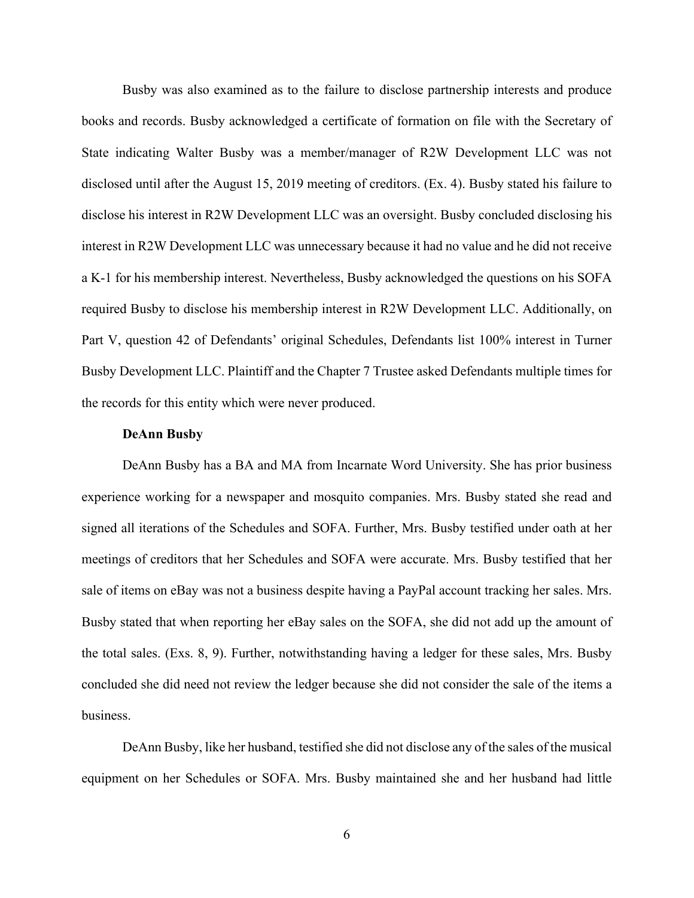Busby was also examined as to the failure to disclose partnership interests and produce books and records. Busby acknowledged a certificate of formation on file with the Secretary of State indicating Walter Busby was a member/manager of R2W Development LLC was not disclosed until after the August 15, 2019 meeting of creditors. (Ex. 4). Busby stated his failure to disclose his interest in R2W Development LLC was an oversight. Busby concluded disclosing his interest in R2W Development LLC was unnecessary because it had no value and he did not receive a K-1 for his membership interest. Nevertheless, Busby acknowledged the questions on his SOFA required Busby to disclose his membership interest in R2W Development LLC. Additionally, on Part V, question 42 of Defendants' original Schedules, Defendants list 100% interest in Turner Busby Development LLC. Plaintiff and the Chapter 7 Trustee asked Defendants multiple times for the records for this entity which were never produced.

**DeAnn Busby**

DeAnn Busby has a BA and MA from Incarnate Word University. She has prior business experience working for a newspaper and mosquito companies. Mrs. Busby stated she read and signed all iterations of the Schedules and SOFA. Further, Mrs. Busby testified under oath at her meetings of creditors that her Schedules and SOFA were accurate. Mrs. Busby testified that her sale of items on eBay was not a business despite having a PayPal account tracking her sales. Mrs. Busby stated that when reporting her eBay sales on the SOFA, she did not add up the amount of the total sales. (Exs. 8, 9). Further, notwithstanding having a ledger for these sales, Mrs. Busby concluded she did need not review the ledger because she did not consider the sale of the items a business.

DeAnn Busby, like her husband, testified she did not disclose any of the sales of the musical equipment on her Schedules or SOFA. Mrs. Busby maintained she and her husband had little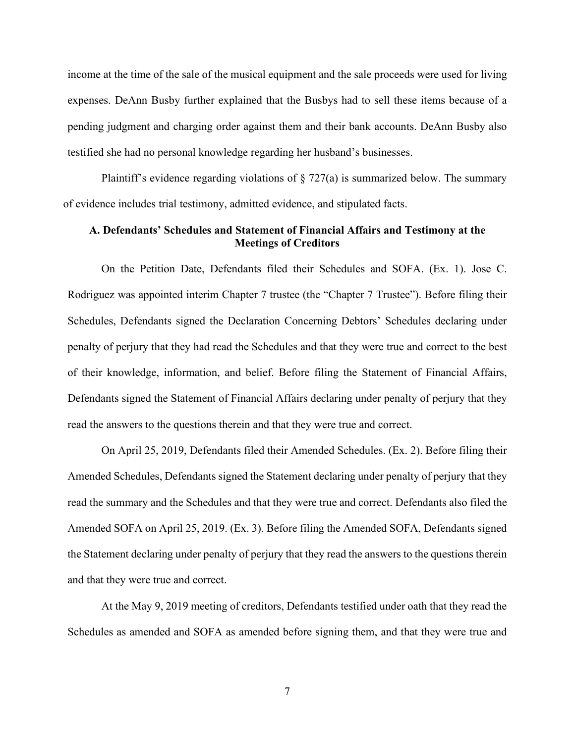income at the time of the sale of the musical equipment and the sale proceeds were used for living expenses. DeAnn Busby further explained that the Busbys had to sell these items because of a pending judgment and charging order against them and their bank accounts. DeAnn Busby also testified she had no personal knowledge regarding her husband's businesses.

Plaintiff's evidence regarding violations of § 727(a) is summarized below. The summary of evidence includes trial testimony, admitted evidence, and stipulated facts.

### A. Defendants' Schedules and Statement of Financial Affairs and Testimony at the Meetings of Creditors

On the Petition Date, Defendants filed their Schedules and SOFA. (Ex. 1). Jose C. Rodriguez was appointed interim Chapter 7 trustee (the "Chapter 7 Trustee"). Before filing their Schedules, Defendants signed the Declaration Concerning Debtors' Schedules declaring under penalty of perjury that they had read the Schedules and that they were true and correct to the best of their knowledge, information, and belief. Before filing the Statement of Financial Affairs, Defendants signed the Statement of Financial Affairs declaring under penalty of perjury that they read the answers to the questions therein and that they were true and correct.

On April 25, 2019, Defendants filed their Amended Schedules. (Ex. 2). Before filing their Amended Schedules, Defendants signed the Statement declaring under penalty of perjury that they read the summary and the Schedules and that they were true and correct. Defendants also filed the Amended SOFA on April 25, 2019. (Ex. 3). Before filing the Amended SOFA, Defendants signed the Statement declaring under penalty of perjury that they read the answers to the questions therein and that they were true and correct.

At the May 9, 2019 meeting of creditors, Defendants testified under oath that they read the Schedules as amended and SOFA as amended before signing them, and that they were true and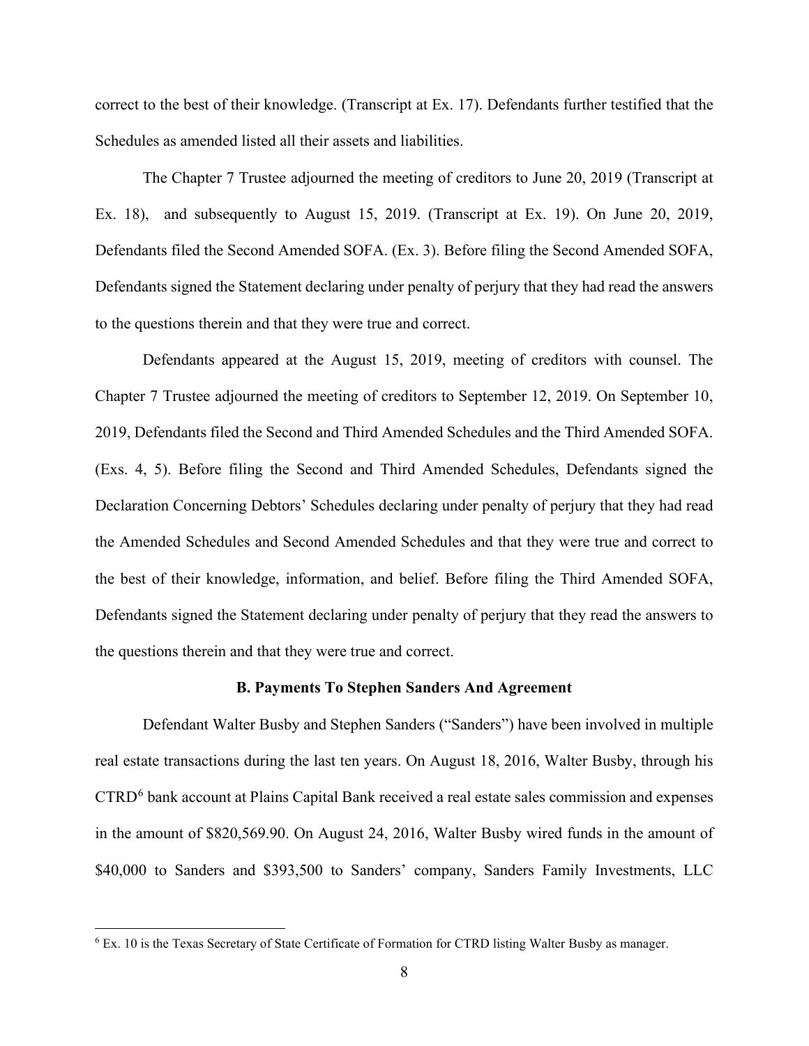correct to the best of their knowledge. (Transcript at Ex. 17). Defendants further testified that the Schedules as amended listed all their assets and liabilities.

The Chapter 7 Trustee adjourned the meeting of creditors to June 20, 2019 (Transcript at Ex. 18), and subsequently to August 15, 2019. (Transcript at Ex. 19). On June 20, 2019, Defendants filed the Second Amended SOFA. (Ex. 3). Before filing the Second Amended SOFA, Defendants signed the Statement declaring under penalty of perjury that they had read the answers to the questions therein and that they were true and correct.

Defendants appeared at the August 15, 2019, meeting of creditors with counsel. The Chapter 7 Trustee adjourned the meeting of creditors to September 12, 2019. On September 10, 2019, Defendants filed the Second and Third Amended Schedules and the Third Amended SOFA. (Exs. 4, 5). Before filing the Second and Third Amended Schedules, Defendants signed the Declaration Concerning Debtors' Schedules declaring under penalty of perjury that they had read the Amended Schedules and Second Amended Schedules and that they were true and correct to the best of their knowledge, information, and belief. Before filing the Third Amended SOFA, Defendants signed the Statement declaring under penalty of perjury that they read the answers to the questions therein and that they were true and correct.

**B. Payments To Stephen Sanders And Agreement**

Defendant Walter Busby and Stephen Sanders ("Sanders") have been involved in multiple real estate transactions during the last ten years. On August 18, 2016, Walter Busby, through his CTRD[6] bank account at Plains Capital Bank received a real estate sales commission and expenses in the amount of $820,569.90. On August 24, 2016, Walter Busby wired funds in the amount of $40,000 to Sanders and $393,500 to Sanders' company, Sanders Family Investments, LLC

[6] Ex. 10 is the Texas Secretary of State Certificate of Formation for CTRD listing Walter Busby as manager.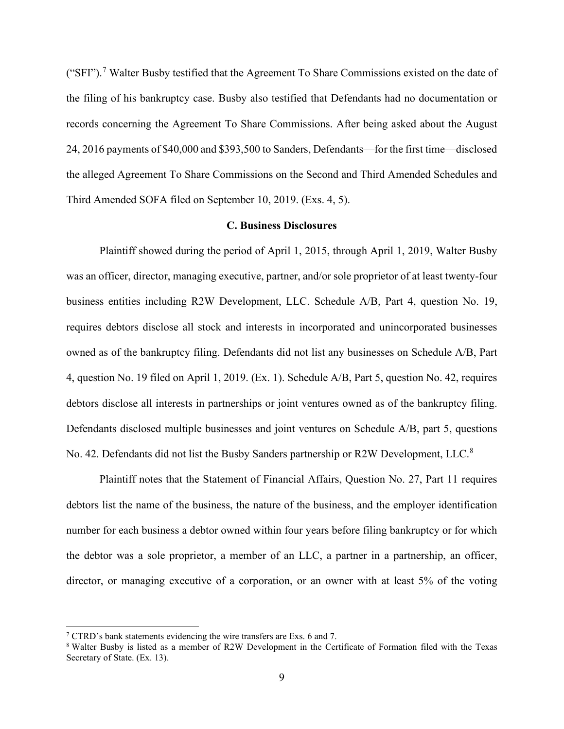("SFI").[7] Walter Busby testified that the Agreement To Share Commissions existed on the date of the filing of his bankruptcy case. Busby also testified that Defendants had no documentation or records concerning the Agreement To Share Commissions. After being asked about the August 24, 2016 payments of $40,000 and $393,500 to Sanders, Defendants—for the first time—disclosed the alleged Agreement To Share Commissions on the Second and Third Amended Schedules and Third Amended SOFA filed on September 10, 2019. (Exs. 4, 5).

**C. Business Disclosures**

Plaintiff showed during the period of April 1, 2015, through April 1, 2019, Walter Busby was an officer, director, managing executive, partner, and/or sole proprietor of at least twenty-four business entities including R2W Development, LLC. Schedule A/B, Part 4, question No. 19, requires debtors disclose all stock and interests in incorporated and unincorporated businesses owned as of the bankruptcy filing. Defendants did not list any businesses on Schedule A/B, Part 4, question No. 19 filed on April 1, 2019. (Ex. 1). Schedule A/B, Part 5, question No. 42, requires debtors disclose all interests in partnerships or joint ventures owned as of the bankruptcy filing. Defendants disclosed multiple businesses and joint ventures on Schedule A/B, part 5, questions No. 42. Defendants did not list the Busby Sanders partnership or R2W Development, LLC.[8]

Plaintiff notes that the Statement of Financial Affairs, Question No. 27, Part 11 requires debtors list the name of the business, the nature of the business, and the employer identification number for each business a debtor owned within four years before filing bankruptcy or for which the debtor was a sole proprietor, a member of an LLC, a partner in a partnership, an officer, director, or managing executive of a corporation, or an owner with at least 5% of the voting

---

[7] CTRD's bank statements evidencing the wire transfers are Exs. 6 and 7.

[8] Walter Busby is listed as a member of R2W Development in the Certificate of Formation filed with the Texas Secretary of State. (Ex. 13).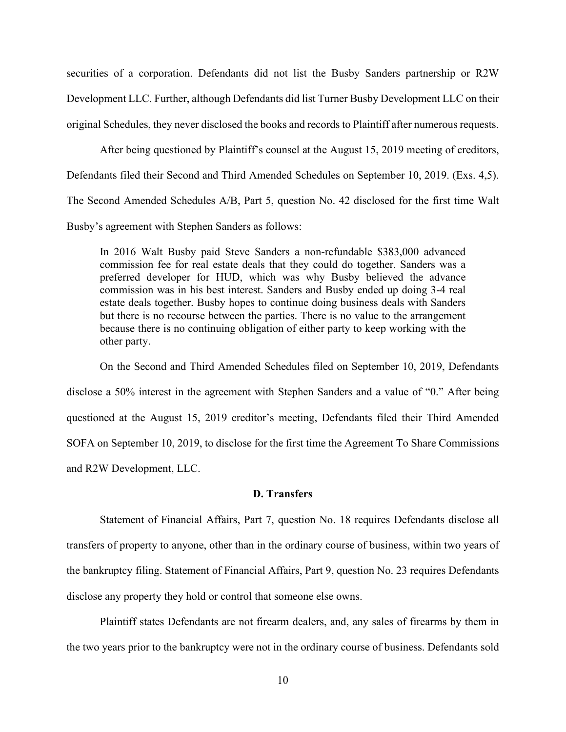securities of a corporation. Defendants did not list the Busby Sanders partnership or R2W Development LLC. Further, although Defendants did list Turner Busby Development LLC on their original Schedules, they never disclosed the books and records to Plaintiff after numerous requests.

After being questioned by Plaintiff's counsel at the August 15, 2019 meeting of creditors, Defendants filed their Second and Third Amended Schedules on September 10, 2019. (Exs. 4,5). The Second Amended Schedules A/B, Part 5, question No. 42 disclosed for the first time Walt Busby's agreement with Stephen Sanders as follows:

> In 2016 Walt Busby paid Steve Sanders a non-refundable $383,000 advanced commission fee for real estate deals that they could do together. Sanders was a preferred developer for HUD, which was why Busby believed the advance commission was in his best interest. Sanders and Busby ended up doing 3-4 real estate deals together. Busby hopes to continue doing business deals with Sanders but there is no recourse between the parties. There is no value to the arrangement because there is no continuing obligation of either party to keep working with the other party.

On the Second and Third Amended Schedules filed on September 10, 2019, Defendants disclose a 50% interest in the agreement with Stephen Sanders and a value of "0." After being questioned at the August 15, 2019 creditor's meeting, Defendants filed their Third Amended SOFA on September 10, 2019, to disclose for the first time the Agreement To Share Commissions and R2W Development, LLC.

### D. Transfers

Statement of Financial Affairs, Part 7, question No. 18 requires Defendants disclose all transfers of property to anyone, other than in the ordinary course of business, within two years of the bankruptcy filing. Statement of Financial Affairs, Part 9, question No. 23 requires Defendants disclose any property they hold or control that someone else owns.

Plaintiff states Defendants are not firearm dealers, and, any sales of firearms by them in the two years prior to the bankruptcy were not in the ordinary course of business. Defendants sold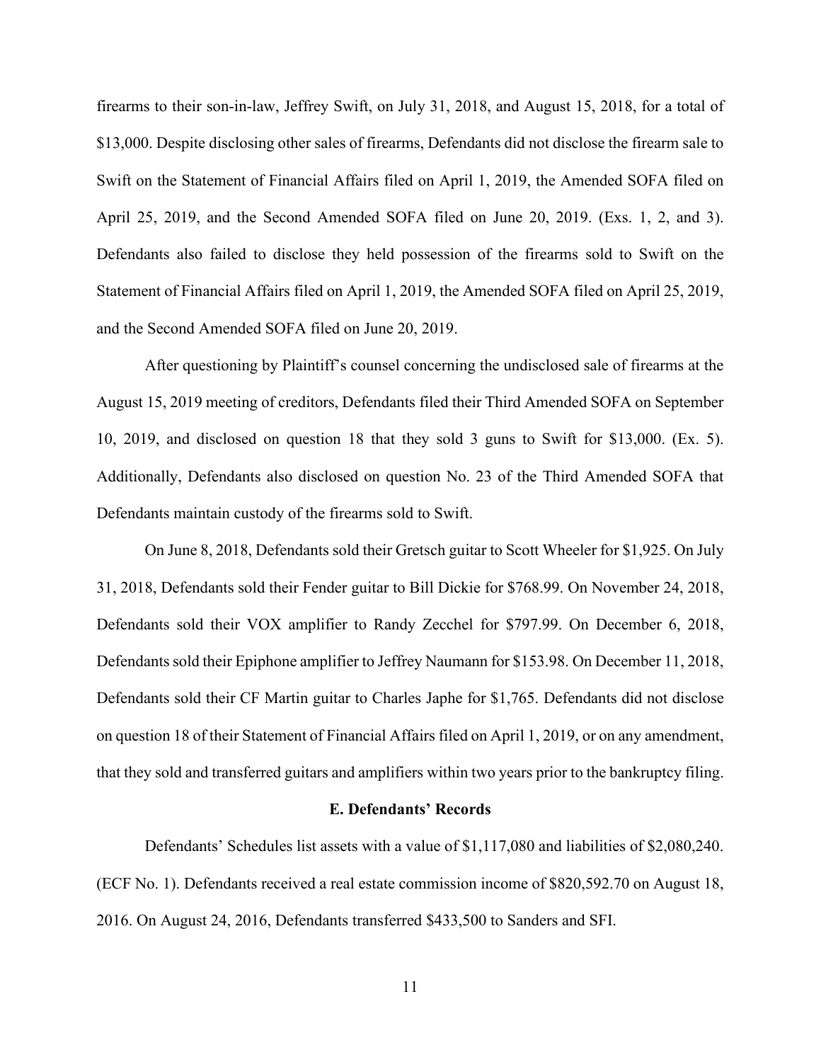firearms to their son-in-law, Jeffrey Swift, on July 31, 2018, and August 15, 2018, for a total of $13,000. Despite disclosing other sales of firearms, Defendants did not disclose the firearm sale to Swift on the Statement of Financial Affairs filed on April 1, 2019, the Amended SOFA filed on April 25, 2019, and the Second Amended SOFA filed on June 20, 2019. (Exs. 1, 2, and 3). Defendants also failed to disclose they held possession of the firearms sold to Swift on the Statement of Financial Affairs filed on April 1, 2019, the Amended SOFA filed on April 25, 2019, and the Second Amended SOFA filed on June 20, 2019.

After questioning by Plaintiff's counsel concerning the undisclosed sale of firearms at the August 15, 2019 meeting of creditors, Defendants filed their Third Amended SOFA on September 10, 2019, and disclosed on question 18 that they sold 3 guns to Swift for $13,000. (Ex. 5). Additionally, Defendants also disclosed on question No. 23 of the Third Amended SOFA that Defendants maintain custody of the firearms sold to Swift.

On June 8, 2018, Defendants sold their Gretsch guitar to Scott Wheeler for $1,925. On July 31, 2018, Defendants sold their Fender guitar to Bill Dickie for $768.99. On November 24, 2018, Defendants sold their VOX amplifier to Randy Zecchel for $797.99. On December 6, 2018, Defendants sold their Epiphone amplifier to Jeffrey Naumann for $153.98. On December 11, 2018, Defendants sold their CF Martin guitar to Charles Japhe for $1,765. Defendants did not disclose on question 18 of their Statement of Financial Affairs filed on April 1, 2019, or on any amendment, that they sold and transferred guitars and amplifiers within two years prior to the bankruptcy filing.

### E. Defendants' Records

Defendants' Schedules list assets with a value of $1,117,080 and liabilities of $2,080,240. (ECF No. 1). Defendants received a real estate commission income of $820,592.70 on August 18, 2016. On August 24, 2016, Defendants transferred $433,500 to Sanders and SFI.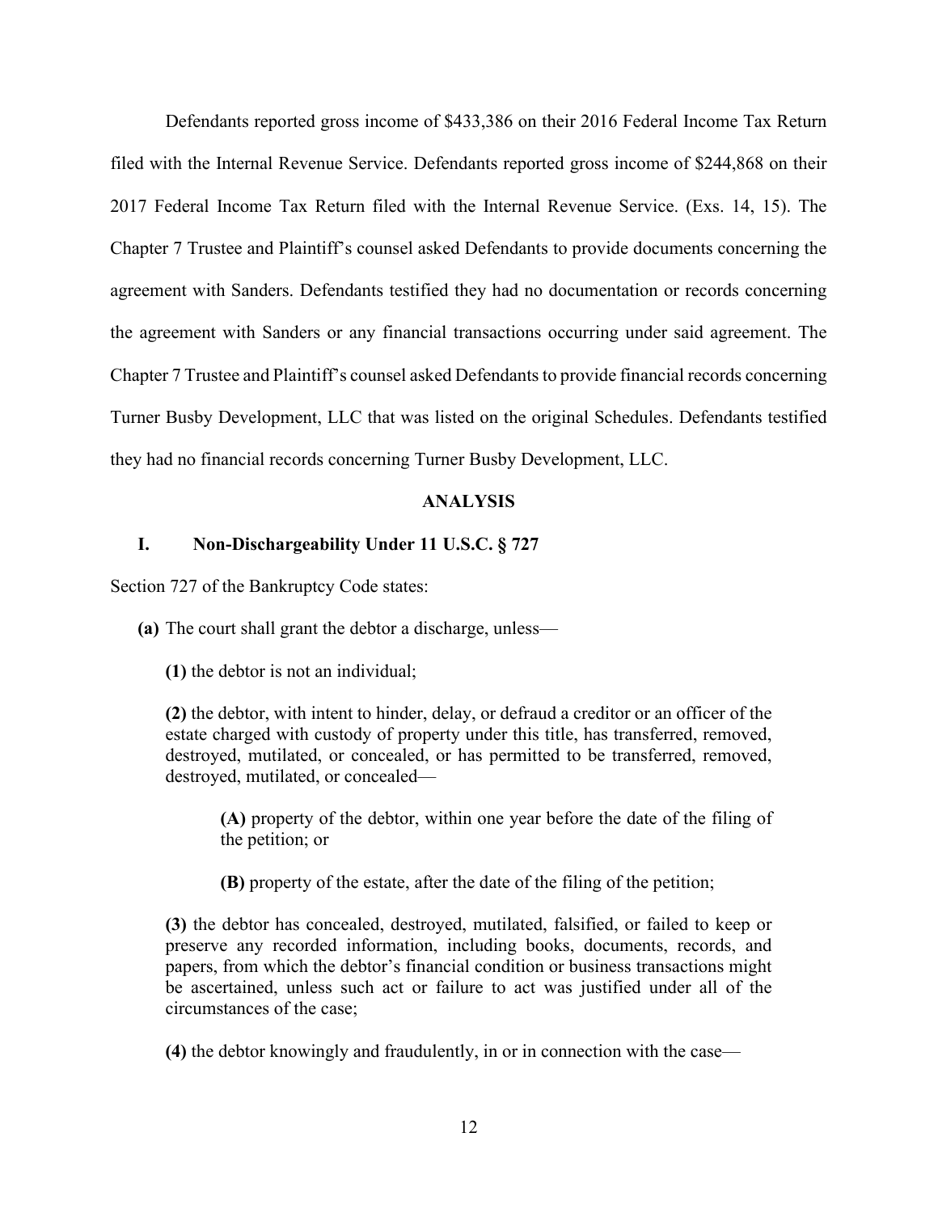Defendants reported gross income of $433,386 on their 2016 Federal Income Tax Return filed with the Internal Revenue Service. Defendants reported gross income of $244,868 on their 2017 Federal Income Tax Return filed with the Internal Revenue Service. (Exs. 14, 15). The Chapter 7 Trustee and Plaintiff's counsel asked Defendants to provide documents concerning the agreement with Sanders. Defendants testified they had no documentation or records concerning the agreement with Sanders or any financial transactions occurring under said agreement. The Chapter 7 Trustee and Plaintiff's counsel asked Defendants to provide financial records concerning Turner Busby Development, LLC that was listed on the original Schedules. Defendants testified they had no financial records concerning Turner Busby Development, LLC.

## ANALYSIS

### I. Non-Dischargeability Under 11 U.S.C. § 727

Section 727 of the Bankruptcy Code states:

> **(a)** The court shall grant the debtor a discharge, unless—
>
> **(1)** the debtor is not an individual;
>
> **(2)** the debtor, with intent to hinder, delay, or defraud a creditor or an officer of the estate charged with custody of property under this title, has transferred, removed, destroyed, mutilated, or concealed, or has permitted to be transferred, removed, destroyed, mutilated, or concealed—
>
> > **(A)** property of the debtor, within one year before the date of the filing of the petition; or
> >
> > **(B)** property of the estate, after the date of the filing of the petition;
>
> **(3)** the debtor has concealed, destroyed, mutilated, falsified, or failed to keep or preserve any recorded information, including books, documents, records, and papers, from which the debtor's financial condition or business transactions might be ascertained, unless such act or failure to act was justified under all of the circumstances of the case;
>
> **(4)** the debtor knowingly and fraudulently, in or in connection with the case—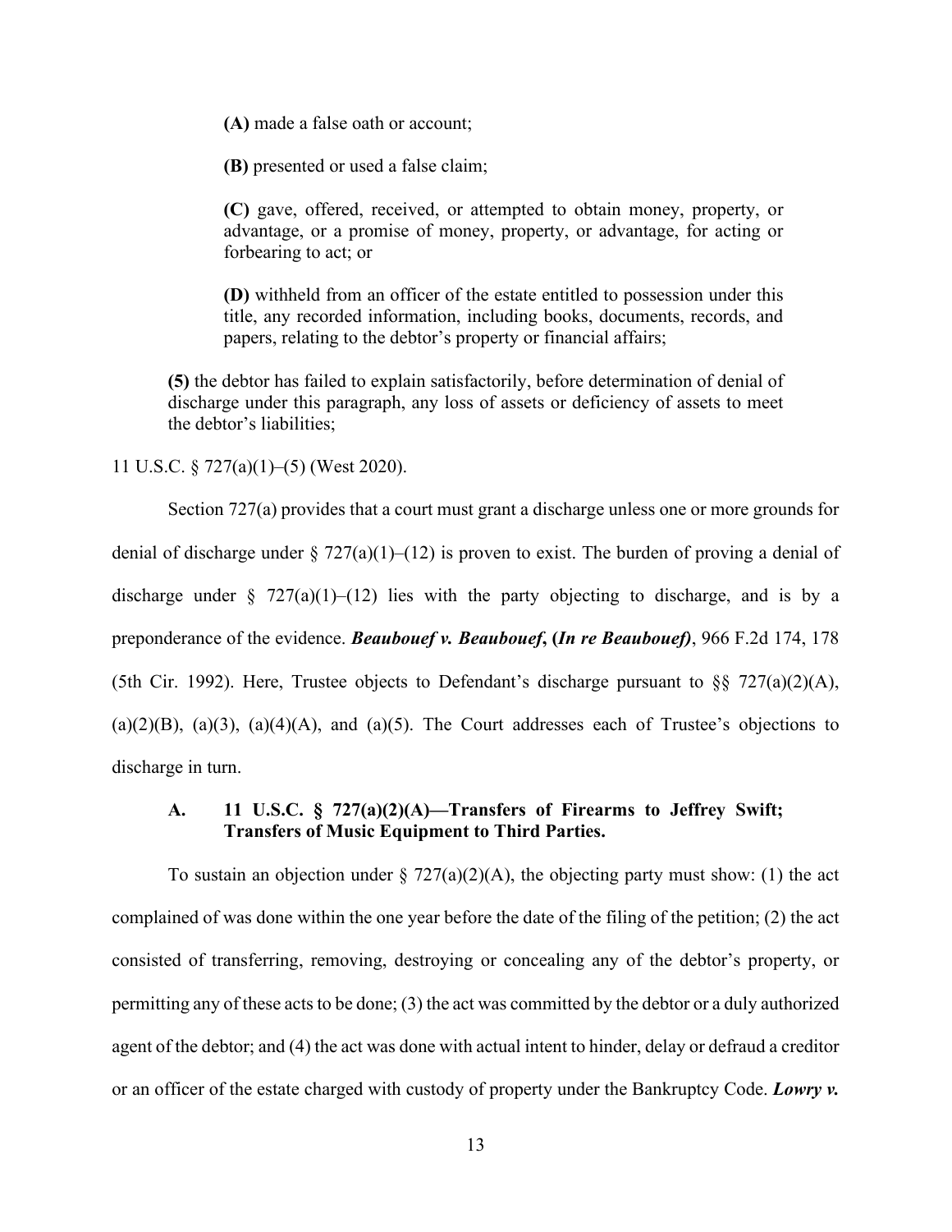> **(A)** made a false oath or account;
>
> **(B)** presented or used a false claim;
>
> **(C)** gave, offered, received, or attempted to obtain money, property, or advantage, or a promise of money, property, or advantage, for acting or forbearing to act; or
>
> **(D)** withheld from an officer of the estate entitled to possession under this title, any recorded information, including books, documents, records, and papers, relating to the debtor's property or financial affairs;
>
> **(5)** the debtor has failed to explain satisfactorily, before determination of denial of discharge under this paragraph, any loss of assets or deficiency of assets to meet the debtor's liabilities;

11 U.S.C. § 727(a)(1)–(5) (West 2020).

Section 727(a) provides that a court must grant a discharge unless one or more grounds for denial of discharge under § 727(a)(1)–(12) is proven to exist. The burden of proving a denial of discharge under § 727(a)(1)–(12) lies with the party objecting to discharge, and is by a preponderance of the evidence. ***Beaubouef v. Beaubouef*, (*In re Beaubouef*)**, 966 F.2d 174, 178 (5th Cir. 1992). Here, Trustee objects to Defendant's discharge pursuant to §§ 727(a)(2)(A), (a)(2)(B), (a)(3), (a)(4)(A), and (a)(5). The Court addresses each of Trustee's objections to discharge in turn.

### A. 11 U.S.C. § 727(a)(2)(A)—Transfers of Firearms to Jeffrey Swift; Transfers of Music Equipment to Third Parties.

To sustain an objection under § 727(a)(2)(A), the objecting party must show: (1) the act complained of was done within the one year before the date of the filing of the petition; (2) the act consisted of transferring, removing, destroying or concealing any of the debtor's property, or permitting any of these acts to be done; (3) the act was committed by the debtor or a duly authorized agent of the debtor; and (4) the act was done with actual intent to hinder, delay or defraud a creditor or an officer of the estate charged with custody of property under the Bankruptcy Code. ***Lowry v.***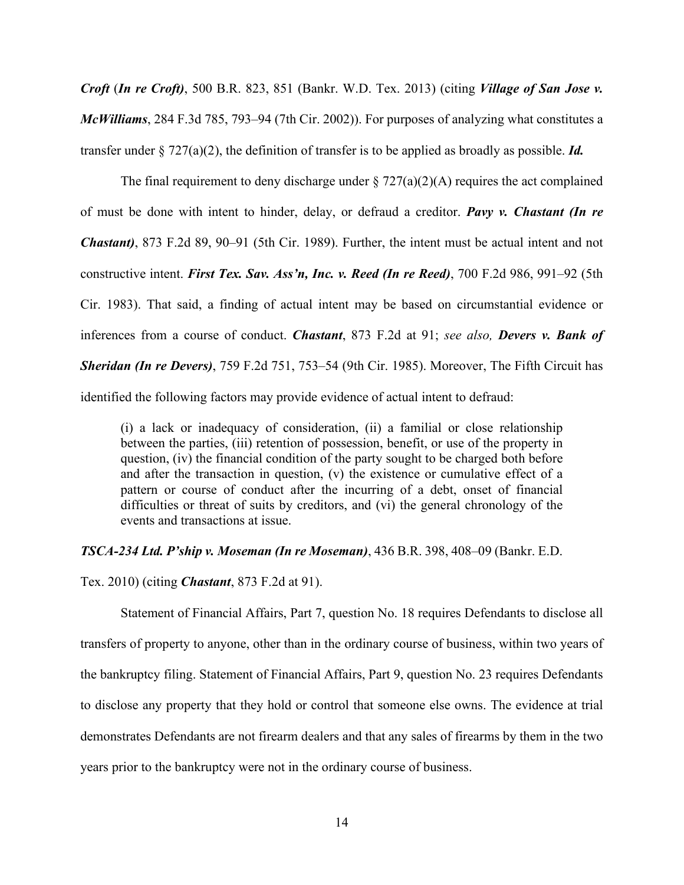***Croft*** (***In re Croft)***, 500 B.R. 823, 851 (Bankr. W.D. Tex. 2013) (citing ***Village of San Jose v. McWilliams***, 284 F.3d 785, 793–94 (7th Cir. 2002)). For purposes of analyzing what constitutes a transfer under § 727(a)(2), the definition of transfer is to be applied as broadly as possible. ***Id.***

The final requirement to deny discharge under § 727(a)(2)(A) requires the act complained of must be done with intent to hinder, delay, or defraud a creditor. ***Pavy v. Chastant (In re Chastant)***, 873 F.2d 89, 90–91 (5th Cir. 1989). Further, the intent must be actual intent and not constructive intent. ***First Tex. Sav. Ass'n, Inc. v. Reed (In re Reed)***, 700 F.2d 986, 991–92 (5th Cir. 1983). That said, a finding of actual intent may be based on circumstantial evidence or inferences from a course of conduct. ***Chastant***, 873 F.2d at 91; *see also,* ***Devers v. Bank of Sheridan (In re Devers)***, 759 F.2d 751, 753–54 (9th Cir. 1985). Moreover, The Fifth Circuit has identified the following factors may provide evidence of actual intent to defraud:

> (i) a lack or inadequacy of consideration, (ii) a familial or close relationship between the parties, (iii) retention of possession, benefit, or use of the property in question, (iv) the financial condition of the party sought to be charged both before and after the transaction in question, (v) the existence or cumulative effect of a pattern or course of conduct after the incurring of a debt, onset of financial difficulties or threat of suits by creditors, and (vi) the general chronology of the events and transactions at issue.

***TSCA-234 Ltd. P'ship v. Moseman (In re Moseman)***, 436 B.R. 398, 408–09 (Bankr. E.D. Tex. 2010) (citing ***Chastant***, 873 F.2d at 91).

Statement of Financial Affairs, Part 7, question No. 18 requires Defendants to disclose all transfers of property to anyone, other than in the ordinary course of business, within two years of the bankruptcy filing. Statement of Financial Affairs, Part 9, question No. 23 requires Defendants to disclose any property that they hold or control that someone else owns. The evidence at trial demonstrates Defendants are not firearm dealers and that any sales of firearms by them in the two years prior to the bankruptcy were not in the ordinary course of business.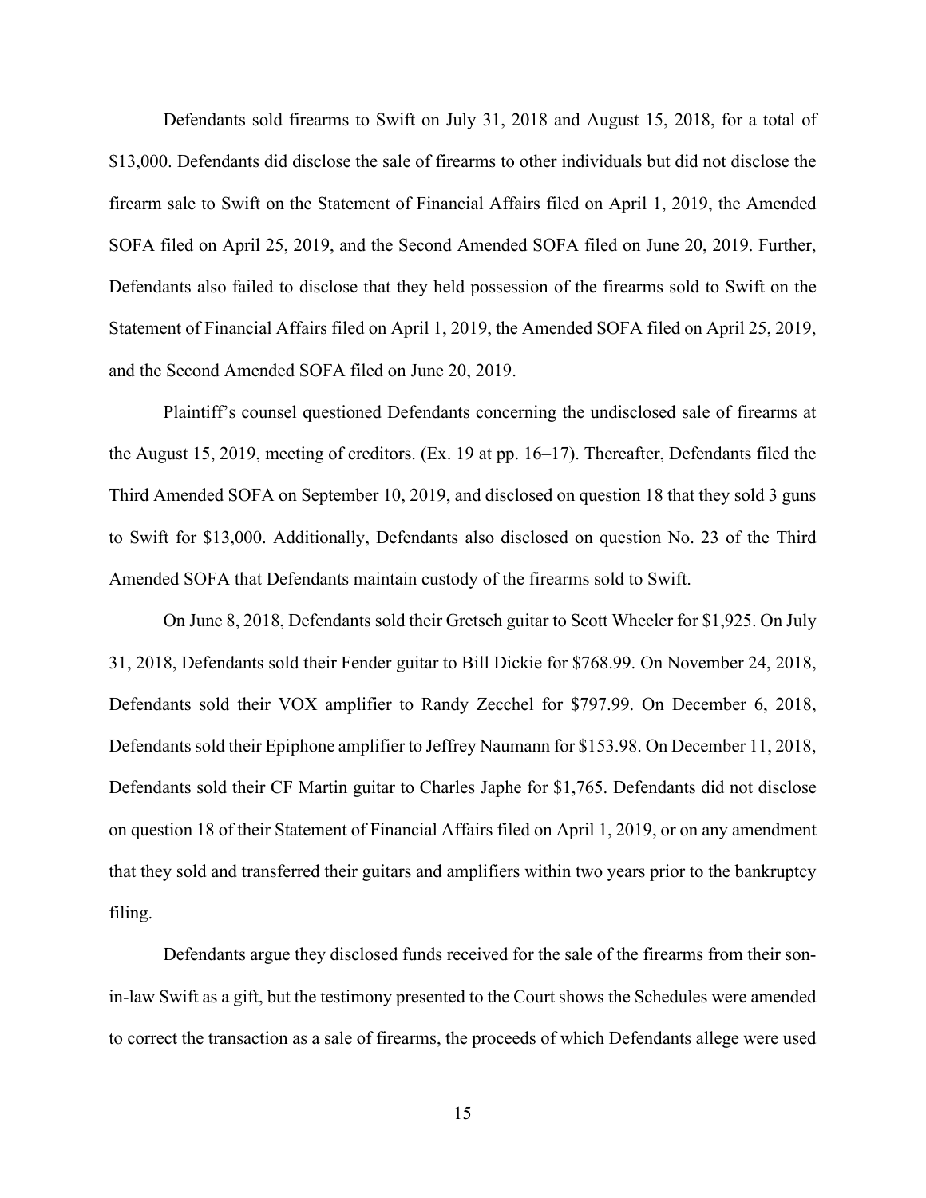Defendants sold firearms to Swift on July 31, 2018 and August 15, 2018, for a total of $13,000. Defendants did disclose the sale of firearms to other individuals but did not disclose the firearm sale to Swift on the Statement of Financial Affairs filed on April 1, 2019, the Amended SOFA filed on April 25, 2019, and the Second Amended SOFA filed on June 20, 2019. Further, Defendants also failed to disclose that they held possession of the firearms sold to Swift on the Statement of Financial Affairs filed on April 1, 2019, the Amended SOFA filed on April 25, 2019, and the Second Amended SOFA filed on June 20, 2019.

Plaintiff's counsel questioned Defendants concerning the undisclosed sale of firearms at the August 15, 2019, meeting of creditors. (Ex. 19 at pp. 16–17). Thereafter, Defendants filed the Third Amended SOFA on September 10, 2019, and disclosed on question 18 that they sold 3 guns to Swift for $13,000. Additionally, Defendants also disclosed on question No. 23 of the Third Amended SOFA that Defendants maintain custody of the firearms sold to Swift.

On June 8, 2018, Defendants sold their Gretsch guitar to Scott Wheeler for $1,925. On July 31, 2018, Defendants sold their Fender guitar to Bill Dickie for $768.99. On November 24, 2018, Defendants sold their VOX amplifier to Randy Zecchel for $797.99. On December 6, 2018, Defendants sold their Epiphone amplifier to Jeffrey Naumann for $153.98. On December 11, 2018, Defendants sold their CF Martin guitar to Charles Japhe for $1,765. Defendants did not disclose on question 18 of their Statement of Financial Affairs filed on April 1, 2019, or on any amendment that they sold and transferred their guitars and amplifiers within two years prior to the bankruptcy filing.

Defendants argue they disclosed funds received for the sale of the firearms from their son-in-law Swift as a gift, but the testimony presented to the Court shows the Schedules were amended to correct the transaction as a sale of firearms, the proceeds of which Defendants allege were used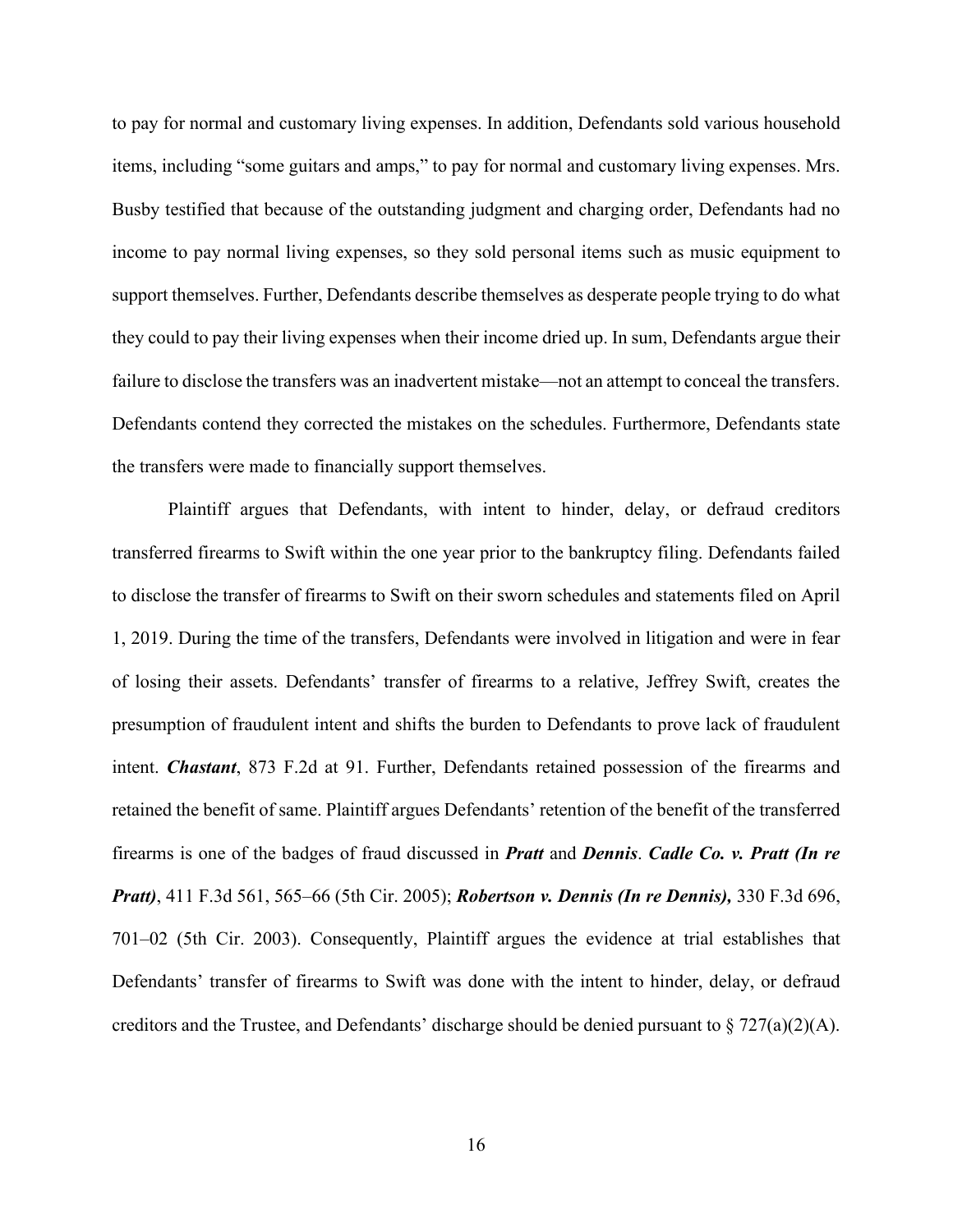to pay for normal and customary living expenses. In addition, Defendants sold various household items, including "some guitars and amps," to pay for normal and customary living expenses. Mrs. Busby testified that because of the outstanding judgment and charging order, Defendants had no income to pay normal living expenses, so they sold personal items such as music equipment to support themselves. Further, Defendants describe themselves as desperate people trying to do what they could to pay their living expenses when their income dried up. In sum, Defendants argue their failure to disclose the transfers was an inadvertent mistake—not an attempt to conceal the transfers. Defendants contend they corrected the mistakes on the schedules. Furthermore, Defendants state the transfers were made to financially support themselves.

Plaintiff argues that Defendants, with intent to hinder, delay, or defraud creditors transferred firearms to Swift within the one year prior to the bankruptcy filing. Defendants failed to disclose the transfer of firearms to Swift on their sworn schedules and statements filed on April 1, 2019. During the time of the transfers, Defendants were involved in litigation and were in fear of losing their assets. Defendants' transfer of firearms to a relative, Jeffrey Swift, creates the presumption of fraudulent intent and shifts the burden to Defendants to prove lack of fraudulent intent. ***Chastant***, 873 F.2d at 91. Further, Defendants retained possession of the firearms and retained the benefit of same. Plaintiff argues Defendants' retention of the benefit of the transferred firearms is one of the badges of fraud discussed in ***Pratt*** and ***Dennis***. ***Cadle Co. v. Pratt (In re Pratt)***, 411 F.3d 561, 565–66 (5th Cir. 2005); ***Robertson v. Dennis (In re Dennis),*** 330 F.3d 696, 701–02 (5th Cir. 2003). Consequently, Plaintiff argues the evidence at trial establishes that Defendants' transfer of firearms to Swift was done with the intent to hinder, delay, or defraud creditors and the Trustee, and Defendants' discharge should be denied pursuant to § 727(a)(2)(A).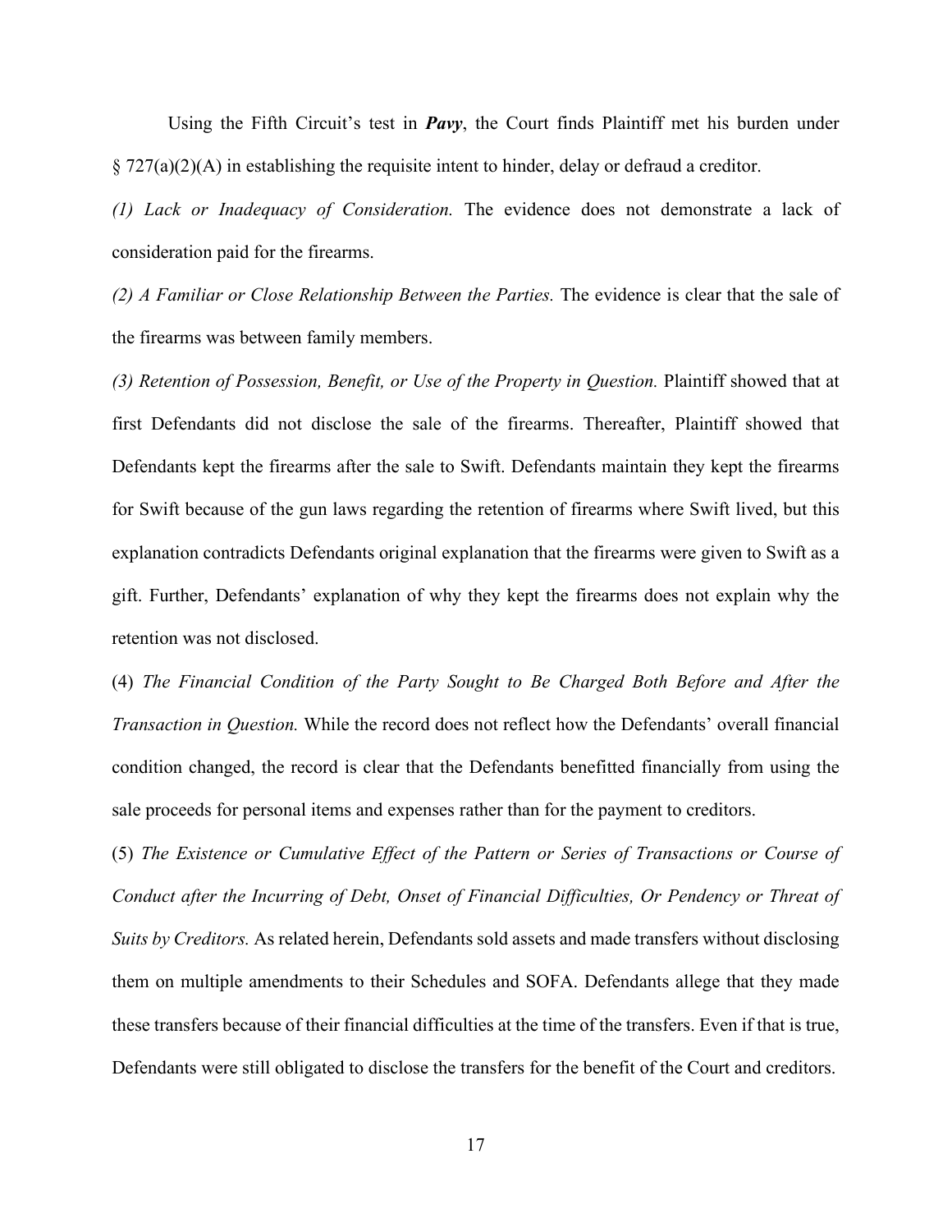Using the Fifth Circuit's test in ***Pavy***, the Court finds Plaintiff met his burden under § 727(a)(2)(A) in establishing the requisite intent to hinder, delay or defraud a creditor.

*(1) Lack or Inadequacy of Consideration.* The evidence does not demonstrate a lack of consideration paid for the firearms.

*(2) A Familiar or Close Relationship Between the Parties.* The evidence is clear that the sale of the firearms was between family members.

*(3) Retention of Possession, Benefit, or Use of the Property in Question.* Plaintiff showed that at first Defendants did not disclose the sale of the firearms. Thereafter, Plaintiff showed that Defendants kept the firearms after the sale to Swift. Defendants maintain they kept the firearms for Swift because of the gun laws regarding the retention of firearms where Swift lived, but this explanation contradicts Defendants original explanation that the firearms were given to Swift as a gift. Further, Defendants' explanation of why they kept the firearms does not explain why the retention was not disclosed.

(4) *The Financial Condition of the Party Sought to Be Charged Both Before and After the Transaction in Question.* While the record does not reflect how the Defendants' overall financial condition changed, the record is clear that the Defendants benefitted financially from using the sale proceeds for personal items and expenses rather than for the payment to creditors.

(5) *The Existence or Cumulative Effect of the Pattern or Series of Transactions or Course of Conduct after the Incurring of Debt, Onset of Financial Difficulties, Or Pendency or Threat of Suits by Creditors.* As related herein, Defendants sold assets and made transfers without disclosing them on multiple amendments to their Schedules and SOFA. Defendants allege that they made these transfers because of their financial difficulties at the time of the transfers. Even if that is true, Defendants were still obligated to disclose the transfers for the benefit of the Court and creditors.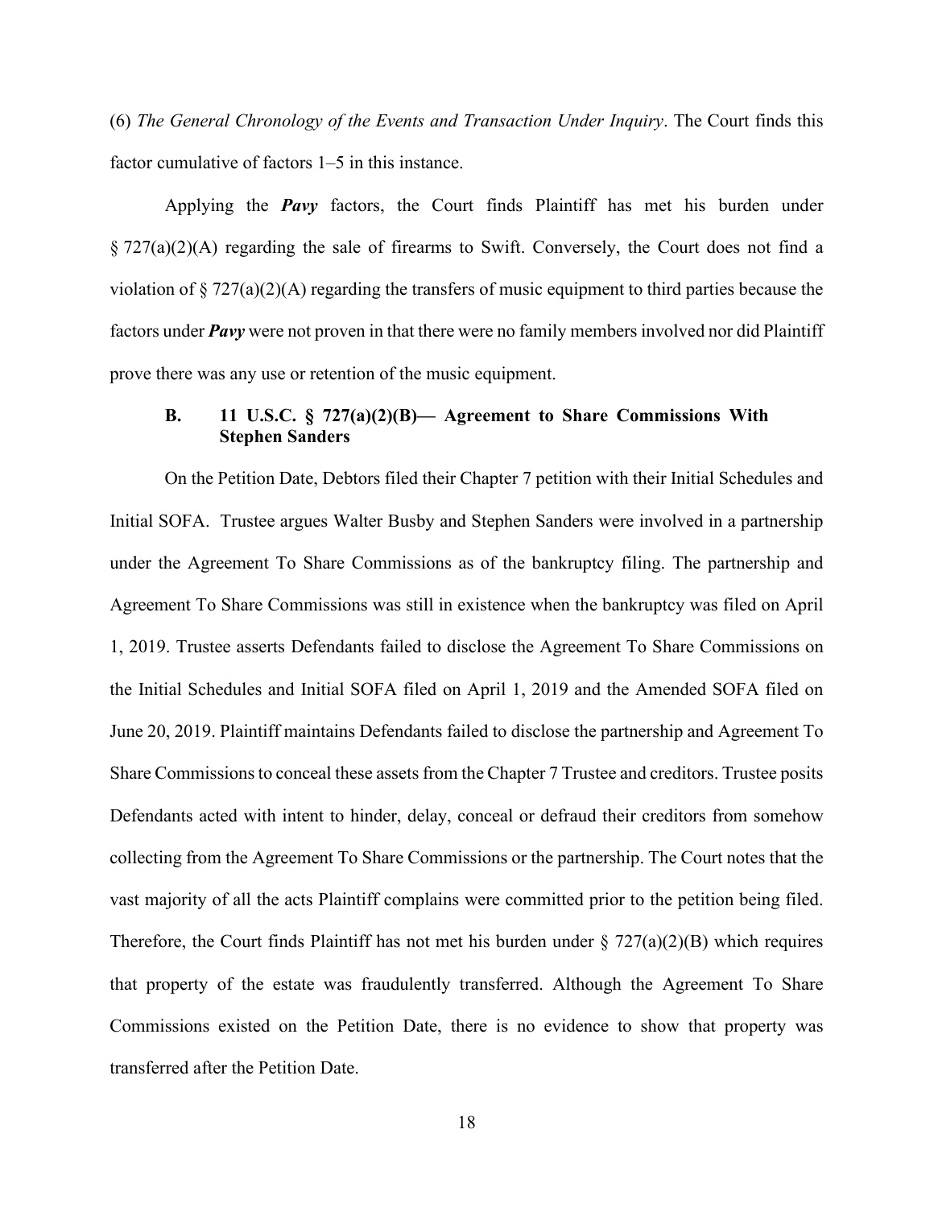(6) *The General Chronology of the Events and Transaction Under Inquiry*. The Court finds this factor cumulative of factors 1–5 in this instance.

Applying the ***Pavy*** factors, the Court finds Plaintiff has met his burden under § 727(a)(2)(A) regarding the sale of firearms to Swift. Conversely, the Court does not find a violation of § 727(a)(2)(A) regarding the transfers of music equipment to third parties because the factors under ***Pavy*** were not proven in that there were no family members involved nor did Plaintiff prove there was any use or retention of the music equipment.

### B. 11 U.S.C. § 727(a)(2)(B)— Agreement to Share Commissions With Stephen Sanders

On the Petition Date, Debtors filed their Chapter 7 petition with their Initial Schedules and Initial SOFA. Trustee argues Walter Busby and Stephen Sanders were involved in a partnership under the Agreement To Share Commissions as of the bankruptcy filing. The partnership and Agreement To Share Commissions was still in existence when the bankruptcy was filed on April 1, 2019. Trustee asserts Defendants failed to disclose the Agreement To Share Commissions on the Initial Schedules and Initial SOFA filed on April 1, 2019 and the Amended SOFA filed on June 20, 2019. Plaintiff maintains Defendants failed to disclose the partnership and Agreement To Share Commissions to conceal these assets from the Chapter 7 Trustee and creditors. Trustee posits Defendants acted with intent to hinder, delay, conceal or defraud their creditors from somehow collecting from the Agreement To Share Commissions or the partnership. The Court notes that the vast majority of all the acts Plaintiff complains were committed prior to the petition being filed. Therefore, the Court finds Plaintiff has not met his burden under § 727(a)(2)(B) which requires that property of the estate was fraudulently transferred. Although the Agreement To Share Commissions existed on the Petition Date, there is no evidence to show that property was transferred after the Petition Date.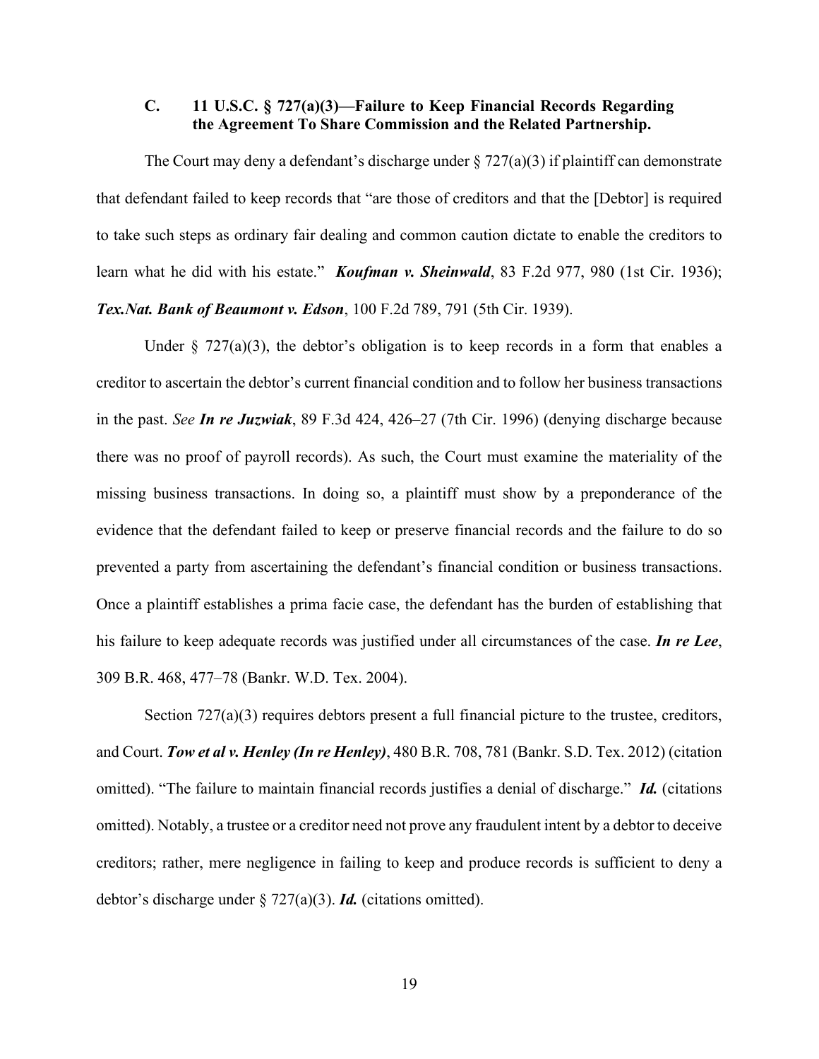### C. 11 U.S.C. § 727(a)(3)—Failure to Keep Financial Records Regarding the Agreement To Share Commission and the Related Partnership.

The Court may deny a defendant's discharge under § 727(a)(3) if plaintiff can demonstrate that defendant failed to keep records that "are those of creditors and that the [Debtor] is required to take such steps as ordinary fair dealing and common caution dictate to enable the creditors to learn what he did with his estate." ***Koufman v. Sheinwald***, 83 F.2d 977, 980 (1st Cir. 1936); ***Tex.Nat. Bank of Beaumont v. Edson***, 100 F.2d 789, 791 (5th Cir. 1939).

Under § 727(a)(3), the debtor's obligation is to keep records in a form that enables a creditor to ascertain the debtor's current financial condition and to follow her business transactions in the past. *See* ***In re Juzwiak***, 89 F.3d 424, 426–27 (7th Cir. 1996) (denying discharge because there was no proof of payroll records). As such, the Court must examine the materiality of the missing business transactions. In doing so, a plaintiff must show by a preponderance of the evidence that the defendant failed to keep or preserve financial records and the failure to do so prevented a party from ascertaining the defendant's financial condition or business transactions. Once a plaintiff establishes a prima facie case, the defendant has the burden of establishing that his failure to keep adequate records was justified under all circumstances of the case. ***In re Lee***, 309 B.R. 468, 477–78 (Bankr. W.D. Tex. 2004).

Section 727(a)(3) requires debtors present a full financial picture to the trustee, creditors, and Court. ***Tow et al v. Henley (In re Henley)***, 480 B.R. 708, 781 (Bankr. S.D. Tex. 2012) (citation omitted). "The failure to maintain financial records justifies a denial of discharge." ***Id.*** (citations omitted). Notably, a trustee or a creditor need not prove any fraudulent intent by a debtor to deceive creditors; rather, mere negligence in failing to keep and produce records is sufficient to deny a debtor's discharge under § 727(a)(3). ***Id.*** (citations omitted).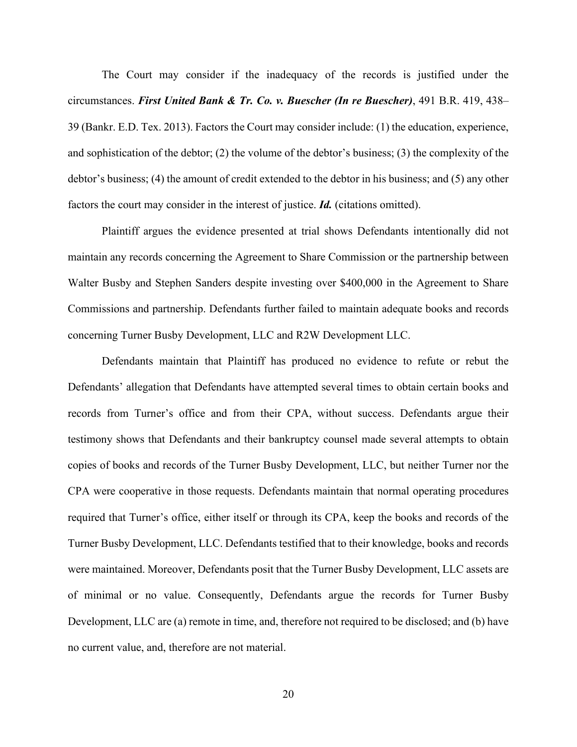The Court may consider if the inadequacy of the records is justified under the circumstances. ***First United Bank & Tr. Co. v. Buescher (In re Buescher)***, 491 B.R. 419, 438–39 (Bankr. E.D. Tex. 2013). Factors the Court may consider include: (1) the education, experience, and sophistication of the debtor; (2) the volume of the debtor's business; (3) the complexity of the debtor's business; (4) the amount of credit extended to the debtor in his business; and (5) any other factors the court may consider in the interest of justice. ***Id.*** (citations omitted).

Plaintiff argues the evidence presented at trial shows Defendants intentionally did not maintain any records concerning the Agreement to Share Commission or the partnership between Walter Busby and Stephen Sanders despite investing over $400,000 in the Agreement to Share Commissions and partnership. Defendants further failed to maintain adequate books and records concerning Turner Busby Development, LLC and R2W Development LLC.

Defendants maintain that Plaintiff has produced no evidence to refute or rebut the Defendants' allegation that Defendants have attempted several times to obtain certain books and records from Turner's office and from their CPA, without success. Defendants argue their testimony shows that Defendants and their bankruptcy counsel made several attempts to obtain copies of books and records of the Turner Busby Development, LLC, but neither Turner nor the CPA were cooperative in those requests. Defendants maintain that normal operating procedures required that Turner's office, either itself or through its CPA, keep the books and records of the Turner Busby Development, LLC. Defendants testified that to their knowledge, books and records were maintained. Moreover, Defendants posit that the Turner Busby Development, LLC assets are of minimal or no value. Consequently, Defendants argue the records for Turner Busby Development, LLC are (a) remote in time, and, therefore not required to be disclosed; and (b) have no current value, and, therefore are not material.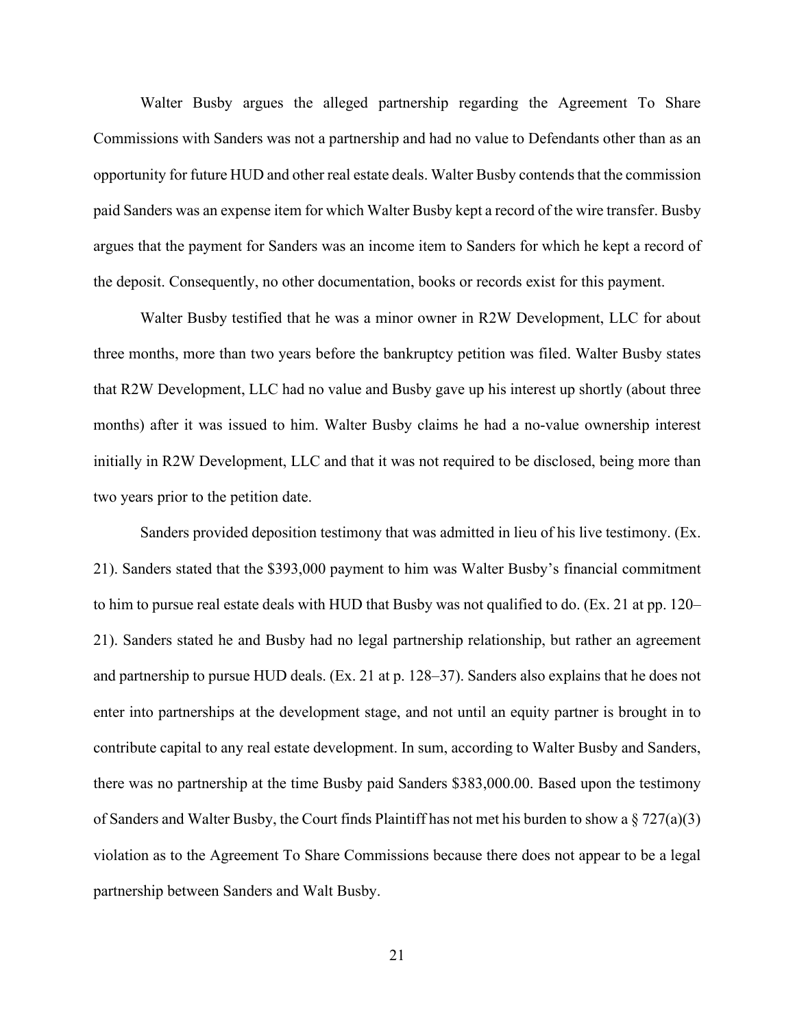Walter Busby argues the alleged partnership regarding the Agreement To Share Commissions with Sanders was not a partnership and had no value to Defendants other than as an opportunity for future HUD and other real estate deals. Walter Busby contends that the commission paid Sanders was an expense item for which Walter Busby kept a record of the wire transfer. Busby argues that the payment for Sanders was an income item to Sanders for which he kept a record of the deposit. Consequently, no other documentation, books or records exist for this payment.

Walter Busby testified that he was a minor owner in R2W Development, LLC for about three months, more than two years before the bankruptcy petition was filed. Walter Busby states that R2W Development, LLC had no value and Busby gave up his interest up shortly (about three months) after it was issued to him. Walter Busby claims he had a no-value ownership interest initially in R2W Development, LLC and that it was not required to be disclosed, being more than two years prior to the petition date.

Sanders provided deposition testimony that was admitted in lieu of his live testimony. (Ex. 21). Sanders stated that the $393,000 payment to him was Walter Busby's financial commitment to him to pursue real estate deals with HUD that Busby was not qualified to do. (Ex. 21 at pp. 120–21). Sanders stated he and Busby had no legal partnership relationship, but rather an agreement and partnership to pursue HUD deals. (Ex. 21 at p. 128–37). Sanders also explains that he does not enter into partnerships at the development stage, and not until an equity partner is brought in to contribute capital to any real estate development. In sum, according to Walter Busby and Sanders, there was no partnership at the time Busby paid Sanders $383,000.00. Based upon the testimony of Sanders and Walter Busby, the Court finds Plaintiff has not met his burden to show a § 727(a)(3) violation as to the Agreement To Share Commissions because there does not appear to be a legal partnership between Sanders and Walt Busby.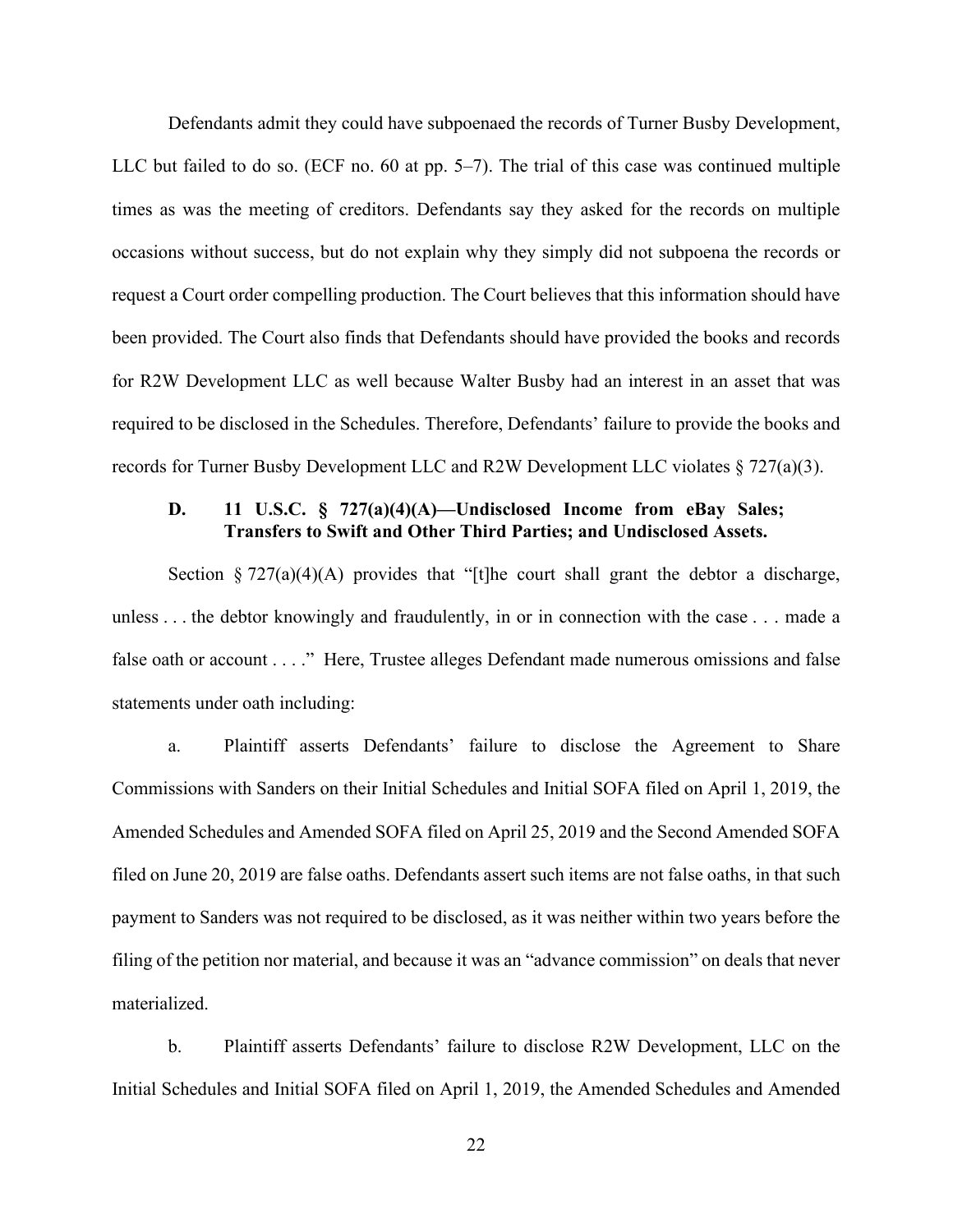Defendants admit they could have subpoenaed the records of Turner Busby Development, LLC but failed to do so. (ECF no. 60 at pp. 5–7). The trial of this case was continued multiple times as was the meeting of creditors. Defendants say they asked for the records on multiple occasions without success, but do not explain why they simply did not subpoena the records or request a Court order compelling production. The Court believes that this information should have been provided. The Court also finds that Defendants should have provided the books and records for R2W Development LLC as well because Walter Busby had an interest in an asset that was required to be disclosed in the Schedules. Therefore, Defendants' failure to provide the books and records for Turner Busby Development LLC and R2W Development LLC violates § 727(a)(3).

### D. 11 U.S.C. § 727(a)(4)(A)—Undisclosed Income from eBay Sales; Transfers to Swift and Other Third Parties; and Undisclosed Assets.

Section § 727(a)(4)(A) provides that "[t]he court shall grant the debtor a discharge, unless . . . the debtor knowingly and fraudulently, in or in connection with the case . . . made a false oath or account . . . ." Here, Trustee alleges Defendant made numerous omissions and false statements under oath including:

a. Plaintiff asserts Defendants' failure to disclose the Agreement to Share Commissions with Sanders on their Initial Schedules and Initial SOFA filed on April 1, 2019, the Amended Schedules and Amended SOFA filed on April 25, 2019 and the Second Amended SOFA filed on June 20, 2019 are false oaths. Defendants assert such items are not false oaths, in that such payment to Sanders was not required to be disclosed, as it was neither within two years before the filing of the petition nor material, and because it was an "advance commission" on deals that never materialized.

b. Plaintiff asserts Defendants' failure to disclose R2W Development, LLC on the Initial Schedules and Initial SOFA filed on April 1, 2019, the Amended Schedules and Amended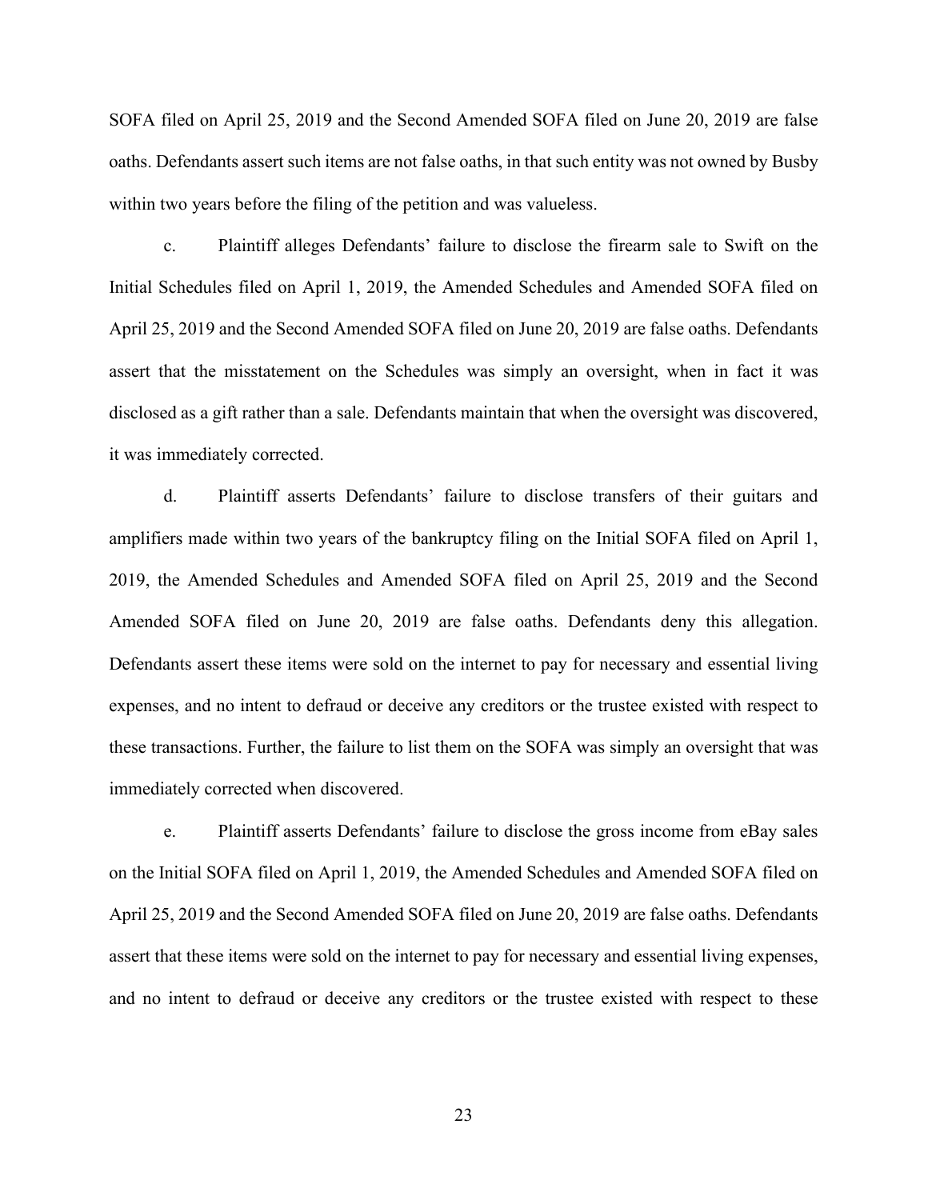SOFA filed on April 25, 2019 and the Second Amended SOFA filed on June 20, 2019 are false oaths. Defendants assert such items are not false oaths, in that such entity was not owned by Busby within two years before the filing of the petition and was valueless.

c. Plaintiff alleges Defendants' failure to disclose the firearm sale to Swift on the Initial Schedules filed on April 1, 2019, the Amended Schedules and Amended SOFA filed on April 25, 2019 and the Second Amended SOFA filed on June 20, 2019 are false oaths. Defendants assert that the misstatement on the Schedules was simply an oversight, when in fact it was disclosed as a gift rather than a sale. Defendants maintain that when the oversight was discovered, it was immediately corrected.

d. Plaintiff asserts Defendants' failure to disclose transfers of their guitars and amplifiers made within two years of the bankruptcy filing on the Initial SOFA filed on April 1, 2019, the Amended Schedules and Amended SOFA filed on April 25, 2019 and the Second Amended SOFA filed on June 20, 2019 are false oaths. Defendants deny this allegation. Defendants assert these items were sold on the internet to pay for necessary and essential living expenses, and no intent to defraud or deceive any creditors or the trustee existed with respect to these transactions. Further, the failure to list them on the SOFA was simply an oversight that was immediately corrected when discovered.

e. Plaintiff asserts Defendants' failure to disclose the gross income from eBay sales on the Initial SOFA filed on April 1, 2019, the Amended Schedules and Amended SOFA filed on April 25, 2019 and the Second Amended SOFA filed on June 20, 2019 are false oaths. Defendants assert that these items were sold on the internet to pay for necessary and essential living expenses, and no intent to defraud or deceive any creditors or the trustee existed with respect to these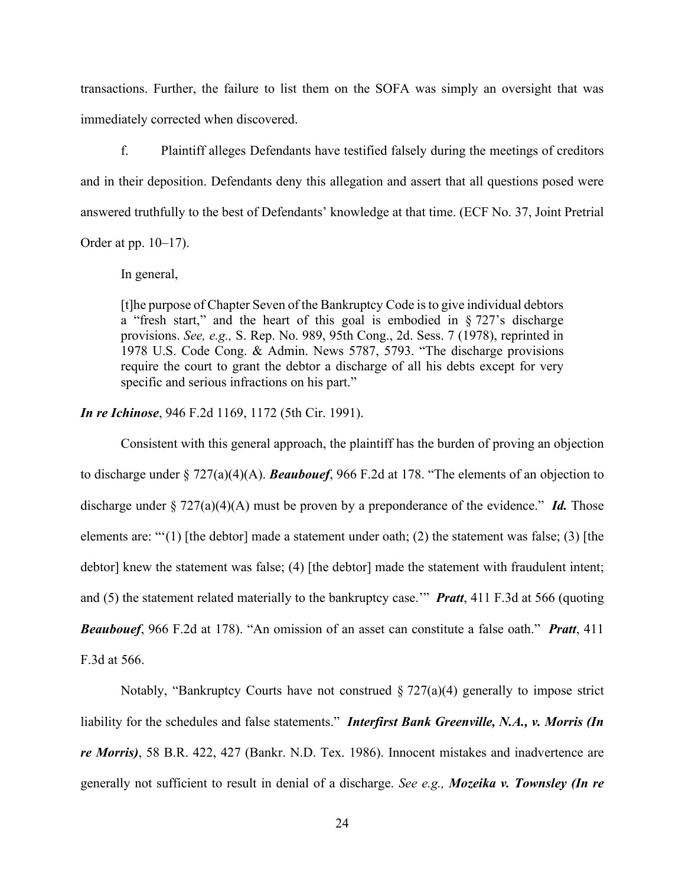transactions. Further, the failure to list them on the SOFA was simply an oversight that was immediately corrected when discovered.

f. Plaintiff alleges Defendants have testified falsely during the meetings of creditors and in their deposition. Defendants deny this allegation and assert that all questions posed were answered truthfully to the best of Defendants' knowledge at that time. (ECF No. 37, Joint Pretrial Order at pp. 10–17).

In general,

> [t]he purpose of Chapter Seven of the Bankruptcy Code is to give individual debtors a "fresh start," and the heart of this goal is embodied in § 727's discharge provisions. *See, e.g.,* S. Rep. No. 989, 95th Cong., 2d. Sess. 7 (1978), reprinted in 1978 U.S. Code Cong. & Admin. News 5787, 5793. "The discharge provisions require the court to grant the debtor a discharge of all his debts except for very specific and serious infractions on his part."

***In re Ichinose***, 946 F.2d 1169, 1172 (5th Cir. 1991).

Consistent with this general approach, the plaintiff has the burden of proving an objection to discharge under § 727(a)(4)(A). ***Beaubouef***, 966 F.2d at 178. "The elements of an objection to discharge under § 727(a)(4)(A) must be proven by a preponderance of the evidence." ***Id.*** Those elements are: "'(1) [the debtor] made a statement under oath; (2) the statement was false; (3) [the debtor] knew the statement was false; (4) [the debtor] made the statement with fraudulent intent; and (5) the statement related materially to the bankruptcy case.'" ***Pratt***, 411 F.3d at 566 (quoting ***Beaubouef***, 966 F.2d at 178). "An omission of an asset can constitute a false oath." ***Pratt***, 411 F.3d at 566.

Notably, "Bankruptcy Courts have not construed § 727(a)(4) generally to impose strict liability for the schedules and false statements." ***Interfirst Bank Greenville, N.A., v. Morris (In re Morris)***, 58 B.R. 422, 427 (Bankr. N.D. Tex. 1986). Innocent mistakes and inadvertence are generally not sufficient to result in denial of a discharge. *See e.g.,* ***Mozeika v. Townsley (In re***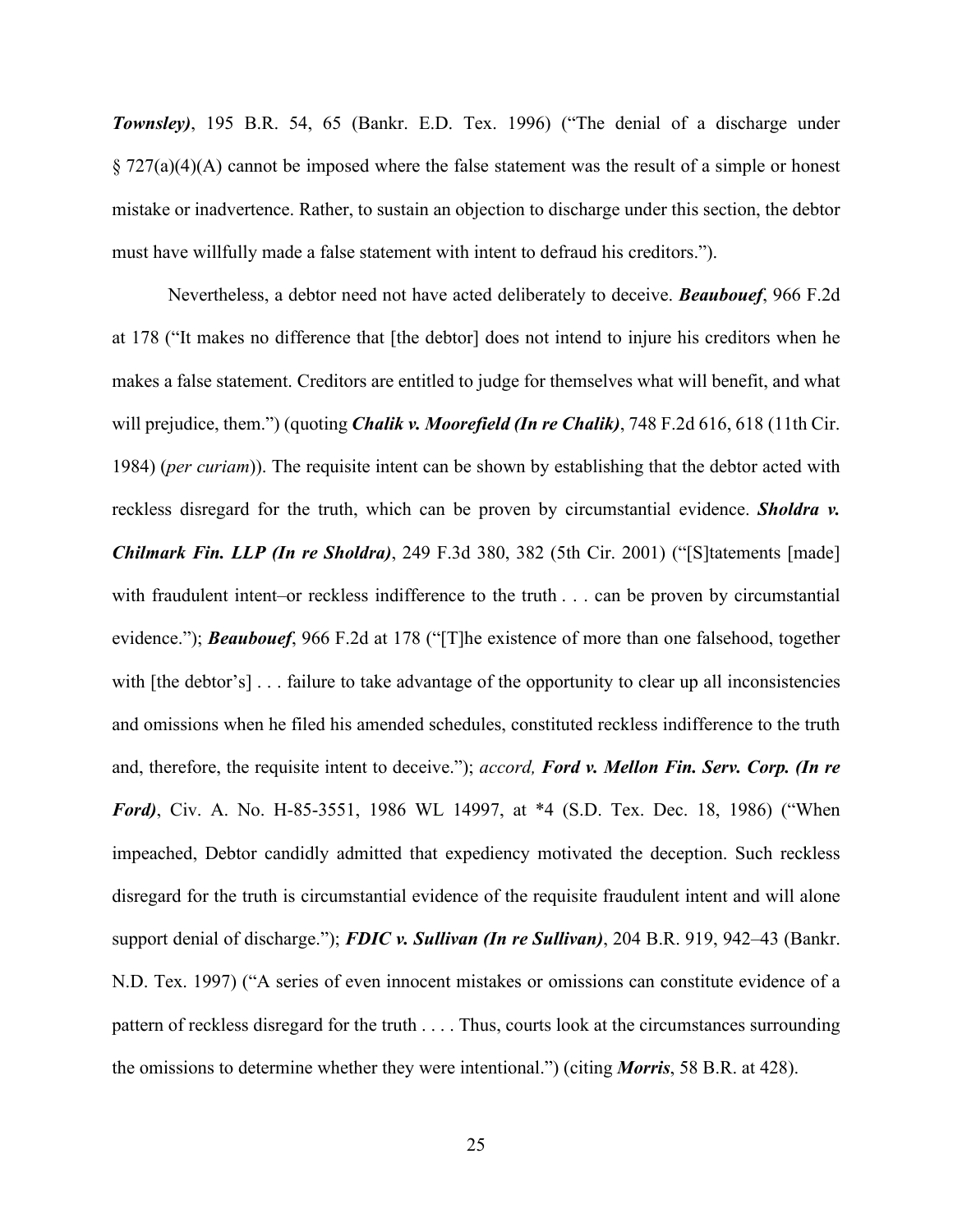***Townsley)***, 195 B.R. 54, 65 (Bankr. E.D. Tex. 1996) ("The denial of a discharge under § 727(a)(4)(A) cannot be imposed where the false statement was the result of a simple or honest mistake or inadvertence. Rather, to sustain an objection to discharge under this section, the debtor must have willfully made a false statement with intent to defraud his creditors.").

Nevertheless, a debtor need not have acted deliberately to deceive. ***Beaubouef***, 966 F.2d at 178 ("It makes no difference that [the debtor] does not intend to injure his creditors when he makes a false statement. Creditors are entitled to judge for themselves what will benefit, and what will prejudice, them.") (quoting ***Chalik v. Moorefield (In re Chalik)***, 748 F.2d 616, 618 (11th Cir. 1984) (*per curiam*)). The requisite intent can be shown by establishing that the debtor acted with reckless disregard for the truth, which can be proven by circumstantial evidence. ***Sholdra v. Chilmark Fin. LLP (In re Sholdra)***, 249 F.3d 380, 382 (5th Cir. 2001) ("[S]tatements [made] with fraudulent intent–or reckless indifference to the truth . . . can be proven by circumstantial evidence."); ***Beaubouef***, 966 F.2d at 178 ("[T]he existence of more than one falsehood, together with [the debtor's] . . . failure to take advantage of the opportunity to clear up all inconsistencies and omissions when he filed his amended schedules, constituted reckless indifference to the truth and, therefore, the requisite intent to deceive."); *accord,* ***Ford v. Mellon Fin. Serv. Corp. (In re Ford)***, Civ. A. No. H-85-3551, 1986 WL 14997, at \*4 (S.D. Tex. Dec. 18, 1986) ("When impeached, Debtor candidly admitted that expediency motivated the deception. Such reckless disregard for the truth is circumstantial evidence of the requisite fraudulent intent and will alone support denial of discharge."); ***FDIC v. Sullivan (In re Sullivan)***, 204 B.R. 919, 942–43 (Bankr. N.D. Tex. 1997) ("A series of even innocent mistakes or omissions can constitute evidence of a pattern of reckless disregard for the truth . . . . Thus, courts look at the circumstances surrounding the omissions to determine whether they were intentional.") (citing ***Morris***, 58 B.R. at 428).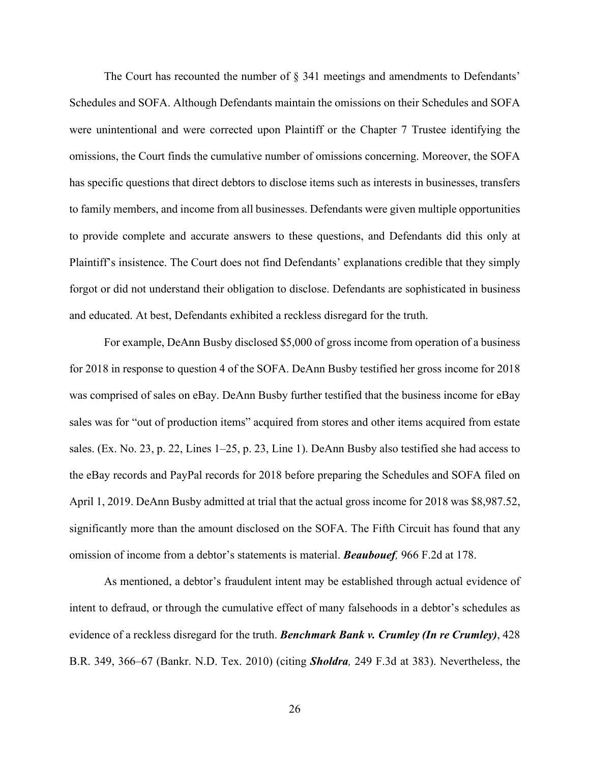The Court has recounted the number of § 341 meetings and amendments to Defendants' Schedules and SOFA. Although Defendants maintain the omissions on their Schedules and SOFA were unintentional and were corrected upon Plaintiff or the Chapter 7 Trustee identifying the omissions, the Court finds the cumulative number of omissions concerning. Moreover, the SOFA has specific questions that direct debtors to disclose items such as interests in businesses, transfers to family members, and income from all businesses. Defendants were given multiple opportunities to provide complete and accurate answers to these questions, and Defendants did this only at Plaintiff's insistence. The Court does not find Defendants' explanations credible that they simply forgot or did not understand their obligation to disclose. Defendants are sophisticated in business and educated. At best, Defendants exhibited a reckless disregard for the truth.

For example, DeAnn Busby disclosed $5,000 of gross income from operation of a business for 2018 in response to question 4 of the SOFA. DeAnn Busby testified her gross income for 2018 was comprised of sales on eBay. DeAnn Busby further testified that the business income for eBay sales was for "out of production items" acquired from stores and other items acquired from estate sales. (Ex. No. 23, p. 22, Lines 1–25, p. 23, Line 1). DeAnn Busby also testified she had access to the eBay records and PayPal records for 2018 before preparing the Schedules and SOFA filed on April 1, 2019. DeAnn Busby admitted at trial that the actual gross income for 2018 was $8,987.52, significantly more than the amount disclosed on the SOFA. The Fifth Circuit has found that any omission of income from a debtor's statements is material. ***Beaubouef,*** 966 F.2d at 178.

As mentioned, a debtor's fraudulent intent may be established through actual evidence of intent to defraud, or through the cumulative effect of many falsehoods in a debtor's schedules as evidence of a reckless disregard for the truth. ***Benchmark Bank v. Crumley (In re Crumley)***, 428 B.R. 349, 366–67 (Bankr. N.D. Tex. 2010) (citing ***Sholdra,*** 249 F.3d at 383). Nevertheless, the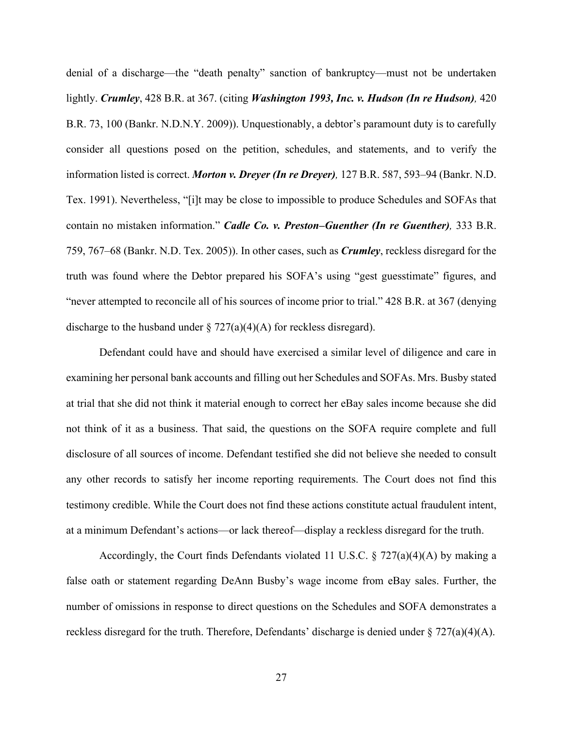denial of a discharge—the "death penalty" sanction of bankruptcy—must not be undertaken lightly. ***Crumley***, 428 B.R. at 367. (citing ***Washington 1993, Inc. v. Hudson (In re Hudson),*** 420 B.R. 73, 100 (Bankr. N.D.N.Y. 2009)). Unquestionably, a debtor's paramount duty is to carefully consider all questions posed on the petition, schedules, and statements, and to verify the information listed is correct. ***Morton v. Dreyer (In re Dreyer),*** 127 B.R. 587, 593–94 (Bankr. N.D. Tex. 1991). Nevertheless, "[i]t may be close to impossible to produce Schedules and SOFAs that contain no mistaken information." ***Cadle Co. v. Preston–Guenther (In re Guenther),*** 333 B.R. 759, 767–68 (Bankr. N.D. Tex. 2005)). In other cases, such as ***Crumley***, reckless disregard for the truth was found where the Debtor prepared his SOFA's using "gest guesstimate" figures, and "never attempted to reconcile all of his sources of income prior to trial." 428 B.R. at 367 (denying discharge to the husband under § 727(a)(4)(A) for reckless disregard).

Defendant could have and should have exercised a similar level of diligence and care in examining her personal bank accounts and filling out her Schedules and SOFAs. Mrs. Busby stated at trial that she did not think it material enough to correct her eBay sales income because she did not think of it as a business. That said, the questions on the SOFA require complete and full disclosure of all sources of income. Defendant testified she did not believe she needed to consult any other records to satisfy her income reporting requirements. The Court does not find this testimony credible. While the Court does not find these actions constitute actual fraudulent intent, at a minimum Defendant's actions—or lack thereof—display a reckless disregard for the truth.

Accordingly, the Court finds Defendants violated 11 U.S.C. § 727(a)(4)(A) by making a false oath or statement regarding DeAnn Busby's wage income from eBay sales. Further, the number of omissions in response to direct questions on the Schedules and SOFA demonstrates a reckless disregard for the truth. Therefore, Defendants' discharge is denied under § 727(a)(4)(A).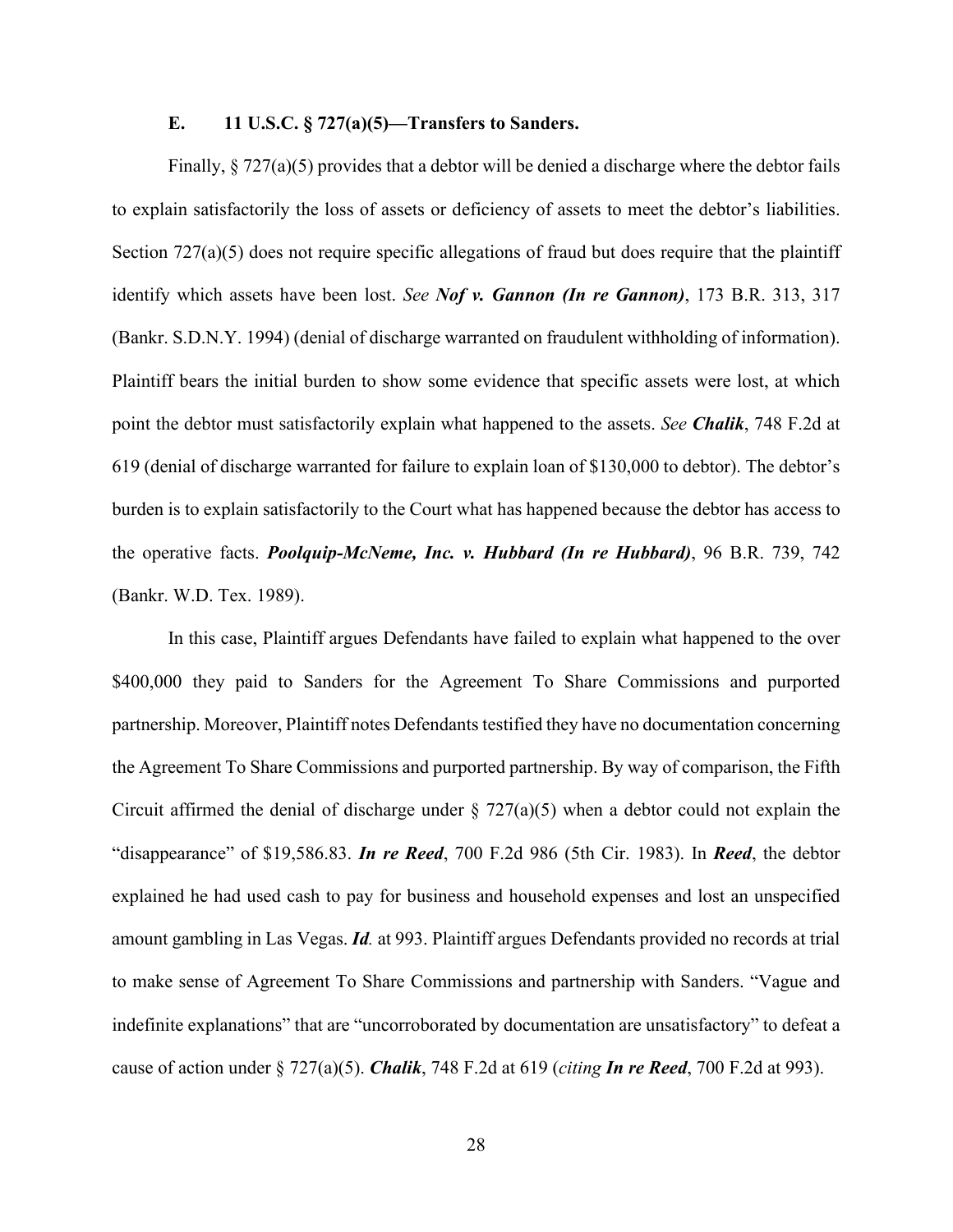### E. 11 U.S.C. § 727(a)(5)—Transfers to Sanders.

Finally, § 727(a)(5) provides that a debtor will be denied a discharge where the debtor fails to explain satisfactorily the loss of assets or deficiency of assets to meet the debtor's liabilities. Section 727(a)(5) does not require specific allegations of fraud but does require that the plaintiff identify which assets have been lost. *See* ***Nof v. Gannon (In re Gannon)***, 173 B.R. 313, 317 (Bankr. S.D.N.Y. 1994) (denial of discharge warranted on fraudulent withholding of information). Plaintiff bears the initial burden to show some evidence that specific assets were lost, at which point the debtor must satisfactorily explain what happened to the assets. *See* ***Chalik***, 748 F.2d at 619 (denial of discharge warranted for failure to explain loan of $130,000 to debtor). The debtor's burden is to explain satisfactorily to the Court what has happened because the debtor has access to the operative facts. ***Poolquip-McNeme, Inc. v. Hubbard (In re Hubbard)***, 96 B.R. 739, 742 (Bankr. W.D. Tex. 1989).

In this case, Plaintiff argues Defendants have failed to explain what happened to the over $400,000 they paid to Sanders for the Agreement To Share Commissions and purported partnership. Moreover, Plaintiff notes Defendants testified they have no documentation concerning the Agreement To Share Commissions and purported partnership. By way of comparison, the Fifth Circuit affirmed the denial of discharge under § 727(a)(5) when a debtor could not explain the "disappearance" of $19,586.83. ***In re Reed***, 700 F.2d 986 (5th Cir. 1983). In ***Reed***, the debtor explained he had used cash to pay for business and household expenses and lost an unspecified amount gambling in Las Vegas. ***Id.*** at 993. Plaintiff argues Defendants provided no records at trial to make sense of Agreement To Share Commissions and partnership with Sanders. "Vague and indefinite explanations" that are "uncorroborated by documentation are unsatisfactory" to defeat a cause of action under § 727(a)(5). ***Chalik***, 748 F.2d at 619 (*citing* ***In re Reed***, 700 F.2d at 993).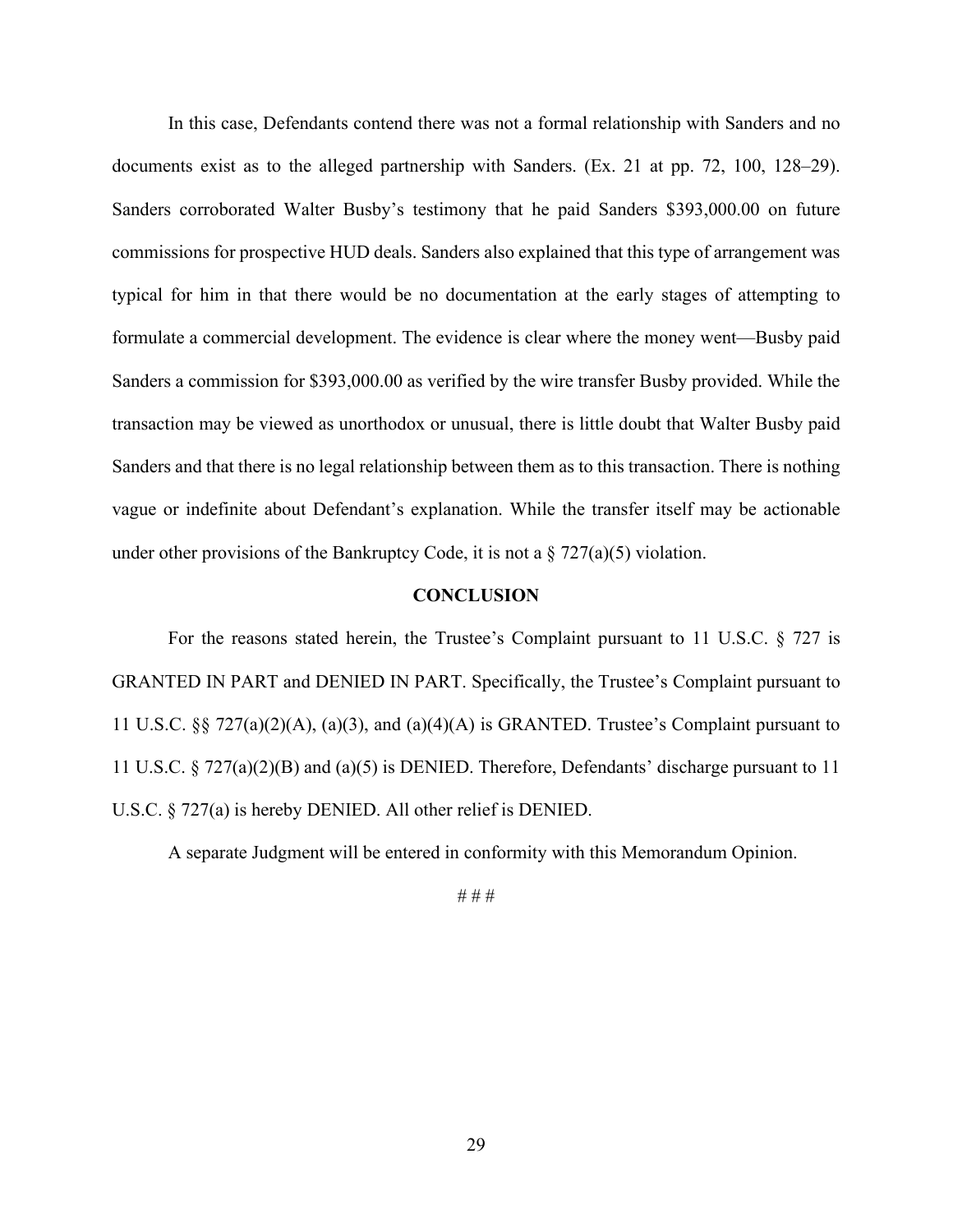In this case, Defendants contend there was not a formal relationship with Sanders and no documents exist as to the alleged partnership with Sanders. (Ex. 21 at pp. 72, 100, 128–29). Sanders corroborated Walter Busby's testimony that he paid Sanders $393,000.00 on future commissions for prospective HUD deals. Sanders also explained that this type of arrangement was typical for him in that there would be no documentation at the early stages of attempting to formulate a commercial development. The evidence is clear where the money went—Busby paid Sanders a commission for $393,000.00 as verified by the wire transfer Busby provided. While the transaction may be viewed as unorthodox or unusual, there is little doubt that Walter Busby paid Sanders and that there is no legal relationship between them as to this transaction. There is nothing vague or indefinite about Defendant's explanation. While the transfer itself may be actionable under other provisions of the Bankruptcy Code, it is not a § 727(a)(5) violation.

**CONCLUSION**

For the reasons stated herein, the Trustee's Complaint pursuant to 11 U.S.C. § 727 is GRANTED IN PART and DENIED IN PART. Specifically, the Trustee's Complaint pursuant to 11 U.S.C. §§ 727(a)(2)(A), (a)(3), and (a)(4)(A) is GRANTED. Trustee's Complaint pursuant to 11 U.S.C. § 727(a)(2)(B) and (a)(5) is DENIED. Therefore, Defendants' discharge pursuant to 11 U.S.C. § 727(a) is hereby DENIED. All other relief is DENIED.

A separate Judgment will be entered in conformity with this Memorandum Opinion.

# # #